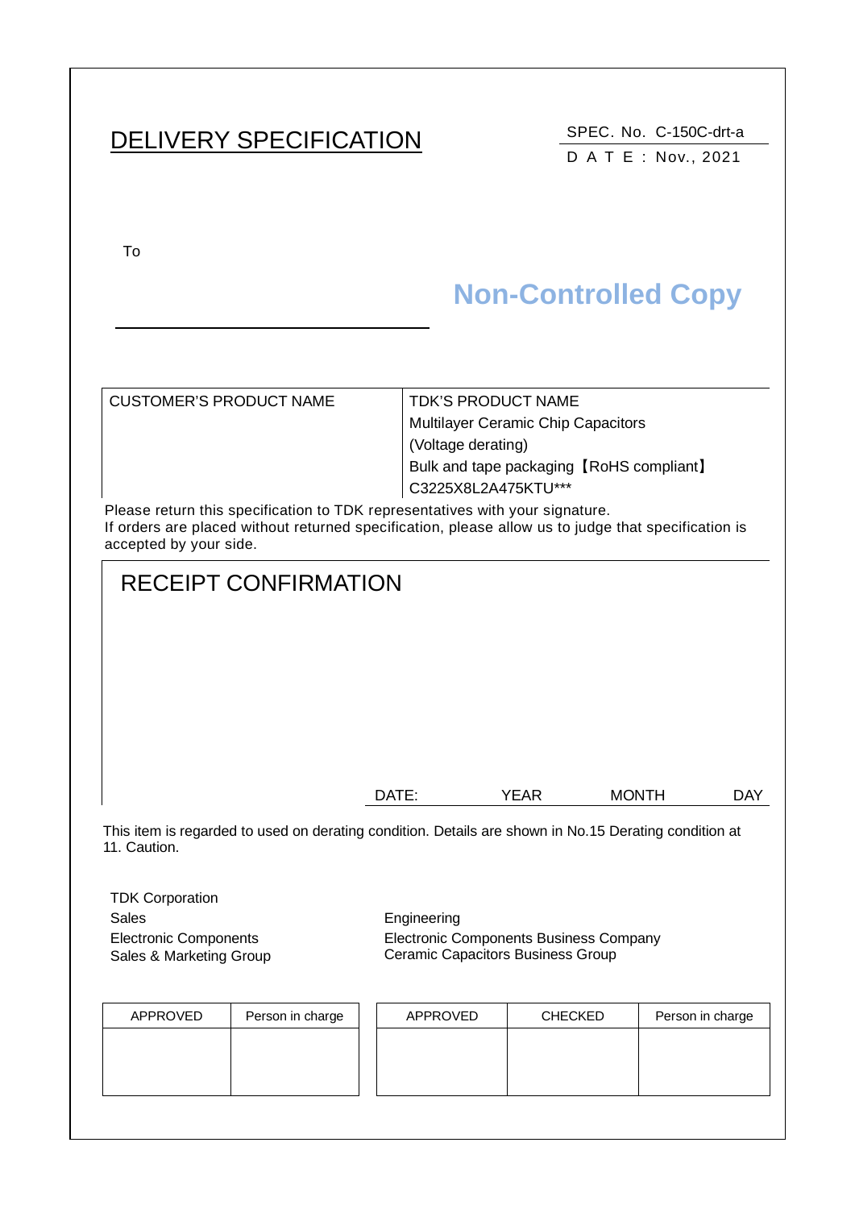# DELIVERY SPECIFICATION

SPEC. No. C-150C-drt-a

D A T E : Nov., 2021

To

**Non-Controlled Copy**

| CUSTOMER'S PRODUCT NAME | TDK'S PRODUCT NAME<br>Multilayer Ceramic Chip Capacitors<br>(Voltage derating)<br>Bulk and tape packaging【RoHS compliant】<br>C3225X8L2A475KTU*** |
|---|---|

Please return this specification to TDK representatives with your signature.
If orders are placed without returned specification, please allow us to judge that specification is accepted by your side.

## RECEIPT CONFIRMATION

DATE: YEAR MONTH DAY

This item is regarded to used on derating condition. Details are shown in No.15 Derating condition at 11. Caution.

TDK Corporation

Sales
Electronic Components
Sales & Marketing Group

Engineering
Electronic Components Business Company
Ceramic Capacitors Business Group

| APPROVED | Person in charge |
|---|---|
| | |

| APPROVED | CHECKED | Person in charge |
|---|---|---|
| | | |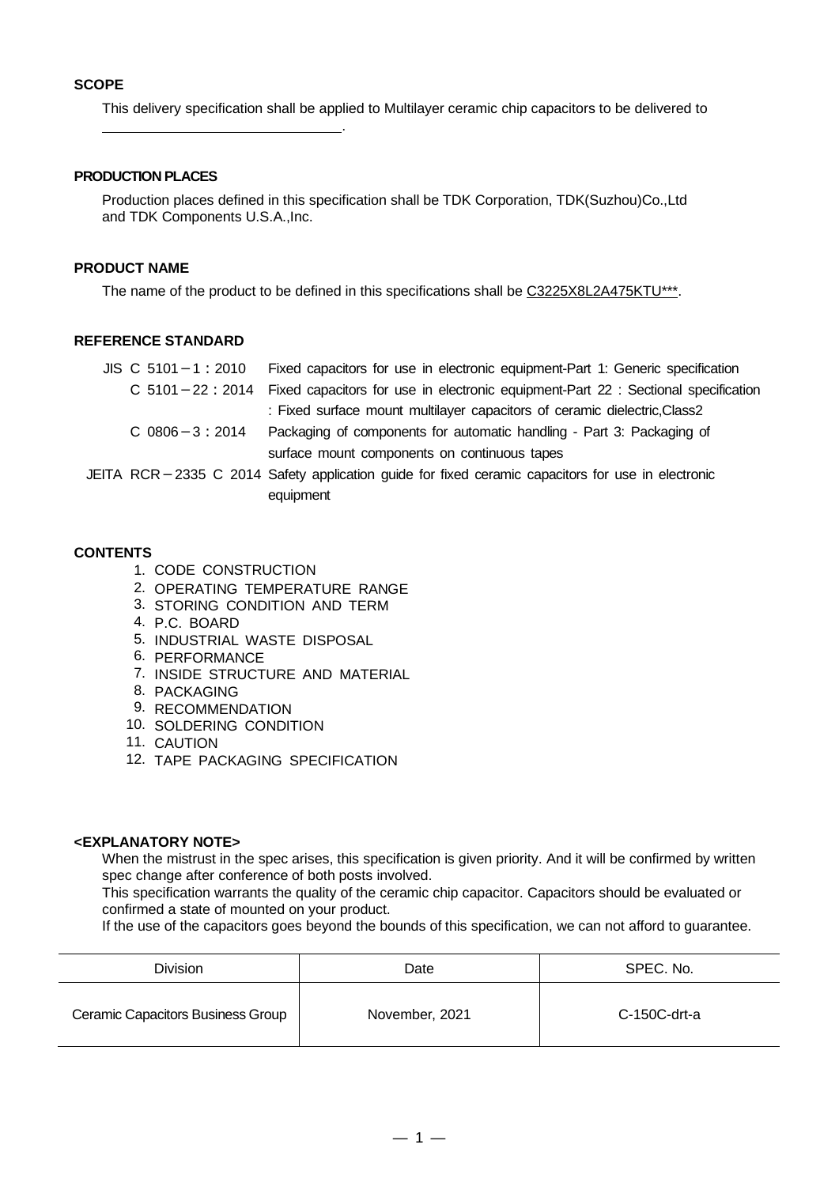## SCOPE

This delivery specification shall be applied to Multilayer ceramic chip capacitors to be delivered to

______________________________.

## PRODUCTION PLACES

Production places defined in this specification shall be TDK Corporation, TDK(Suzhou)Co.,Ltd and TDK Components U.S.A.,Inc.

## PRODUCT NAME

The name of the product to be defined in this specifications shall be C3225X8L2A475KTU***.

## REFERENCE STANDARD

| | |
|---|---|
| JIS C 5101－1：2010 | Fixed capacitors for use in electronic equipment-Part 1: Generic specification |
| C 5101－22：2014 | Fixed capacitors for use in electronic equipment-Part 22 : Sectional specification : Fixed surface mount multilayer capacitors of ceramic dielectric,Class2 |
| C 0806－3：2014 | Packaging of components for automatic handling - Part 3: Packaging of surface mount components on continuous tapes |
| JEITA RCR－2335 C 2014 | Safety application guide for fixed ceramic capacitors for use in electronic equipment |

## CONTENTS

1. CODE CONSTRUCTION
2. OPERATING TEMPERATURE RANGE
3. STORING CONDITION AND TERM
4. P.C. BOARD
5. INDUSTRIAL WASTE DISPOSAL
6. PERFORMANCE
7. INSIDE STRUCTURE AND MATERIAL
8. PACKAGING
9. RECOMMENDATION
10. SOLDERING CONDITION
11. CAUTION
12. TAPE PACKAGING SPECIFICATION

## <EXPLANATORY NOTE>

When the mistrust in the spec arises, this specification is given priority. And it will be confirmed by written spec change after conference of both posts involved.

This specification warrants the quality of the ceramic chip capacitor. Capacitors should be evaluated or confirmed a state of mounted on your product.

If the use of the capacitors goes beyond the bounds of this specification, we can not afford to guarantee.

| Division | Date | SPEC. No. |
|---|---|---|
| Ceramic Capacitors Business Group | November, 2021 | C-150C-drt-a |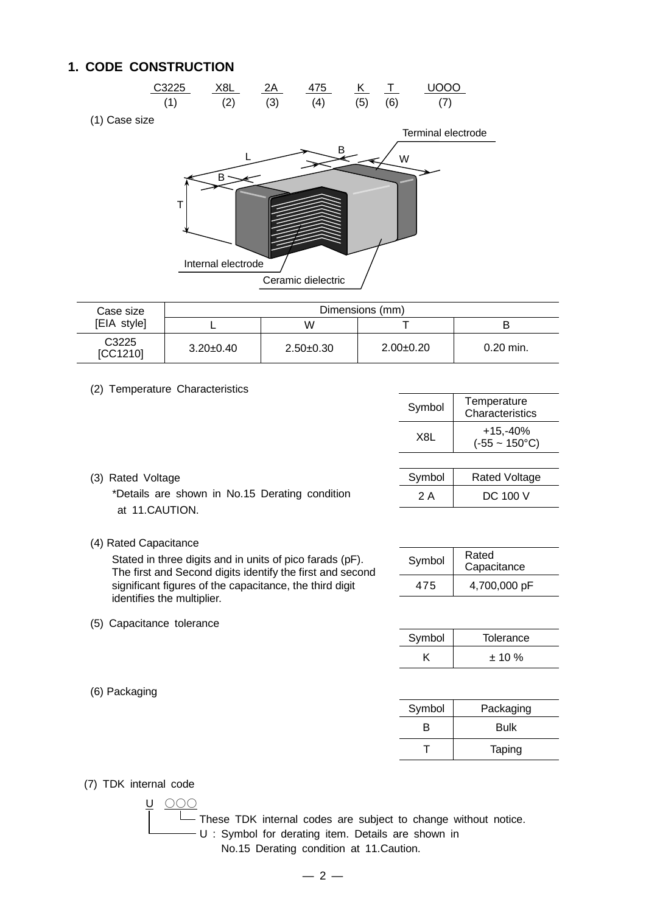## 1. CODE CONSTRUCTION

| C3225 | X8L | 2A | 475 | K | T | UOOO |
|---|---|---|---|---|---|---|
| (1) | (2) | (3) | (4) | (5) | (6) | (7) |

(1) Case size

Terminal electrode

L B W B T

Internal electrode

Ceramic dielectric

| Case size [EIA style] | Dimensions (mm) | | | |
|---|---|---|---|---|
| | L | W | T | B |
| C3225 [CC1210] | 3.20±0.40 | 2.50±0.30 | 2.00±0.20 | 0.20 min. |

(2) Temperature Characteristics

| Symbol | Temperature Characteristics |
|---|---|
| X8L | +15,-40% (-55 ~ 150°C) |

(3) Rated Voltage

*Details are shown in No.15 Derating condition at 11.CAUTION.

| Symbol | Rated Voltage |
|---|---|
| 2 A | DC 100 V |

(4) Rated Capacitance

Stated in three digits and in units of pico farads (pF). The first and Second digits identify the first and second significant figures of the capacitance, the third digit identifies the multiplier.

| Symbol | Rated Capacitance |
|---|---|
| 475 | 4,700,000 pF |

(5) Capacitance tolerance

| Symbol | Tolerance |
|---|---|
| K | ± 10 % |

(6) Packaging

| Symbol | Packaging |
|---|---|
| B | Bulk |
| T | Taping |

(7) TDK internal code

U ○○○

- ○○○ : These TDK internal codes are subject to change without notice.
- U : Symbol for derating item. Details are shown in No.15 Derating condition at 11.Caution.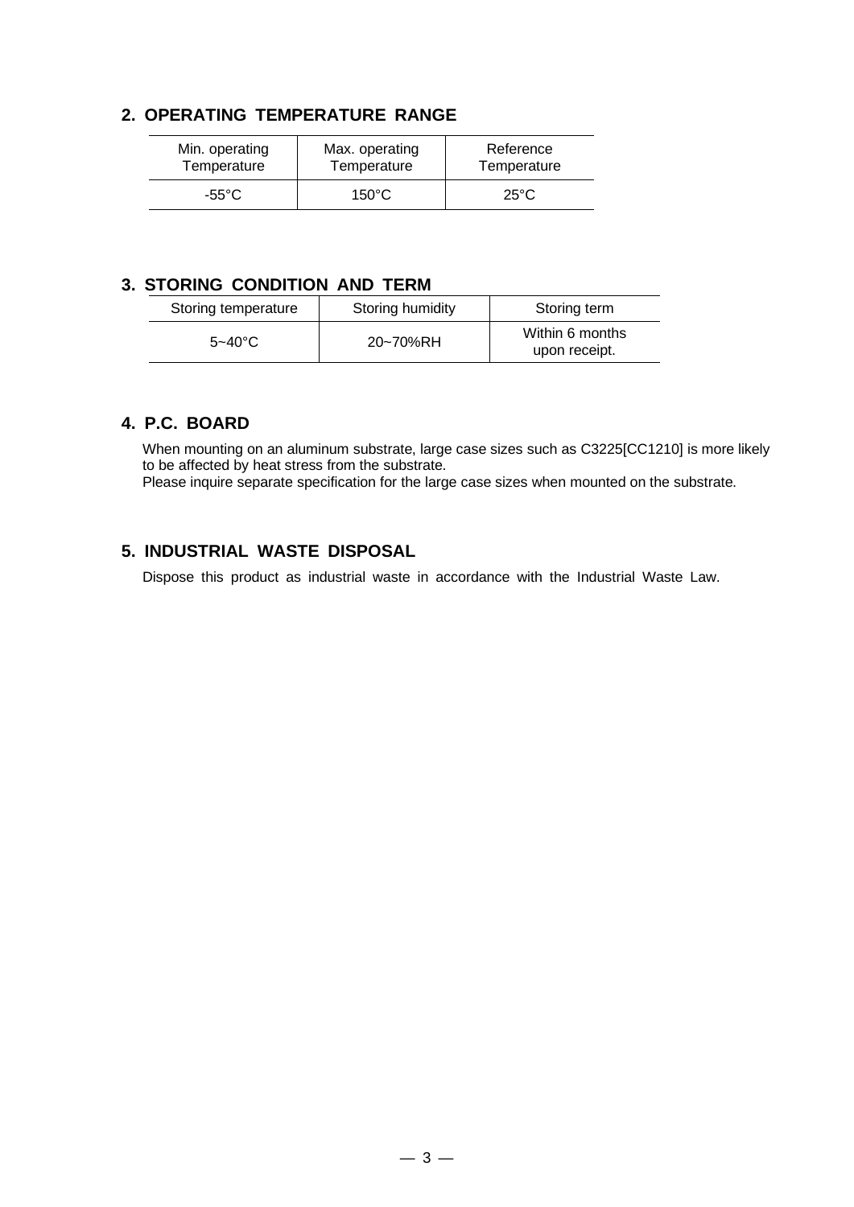## 2. OPERATING TEMPERATURE RANGE

| Min. operating Temperature | Max. operating Temperature | Reference Temperature |
|---|---|---|
| -55°C | 150°C | 25°C |

## 3. STORING CONDITION AND TERM

| Storing temperature | Storing humidity | Storing term |
|---|---|---|
| 5~40°C | 20~70%RH | Within 6 months upon receipt. |

## 4. P.C. BOARD

When mounting on an aluminum substrate, large case sizes such as C3225[CC1210] is more likely to be affected by heat stress from the substrate.
Please inquire separate specification for the large case sizes when mounted on the substrate.

## 5. INDUSTRIAL WASTE DISPOSAL

Dispose this product as industrial waste in accordance with the Industrial Waste Law.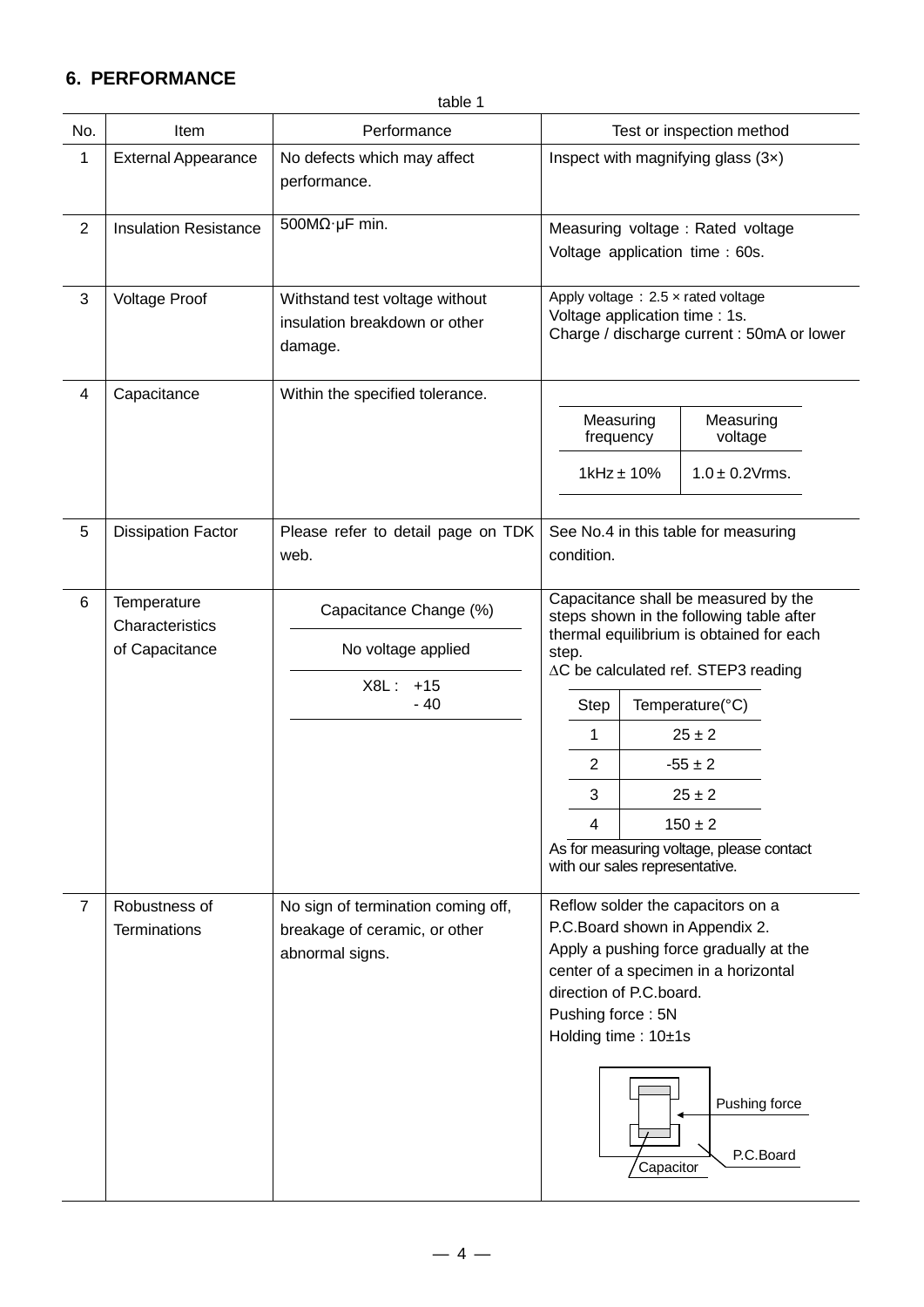## 6. PERFORMANCE

table 1

| No. | Item | Performance | Test or inspection method |
|---|---|---|---|
| 1 | External Appearance | No defects which may affect performance. | Inspect with magnifying glass (3×) |
| 2 | Insulation Resistance | 500MΩ·μF min. | Measuring voltage : Rated voltage<br>Voltage application time : 60s. |
| 3 | Voltage Proof | Withstand test voltage without insulation breakdown or other damage. | Apply voltage : 2.5 × rated voltage<br>Voltage application time : 1s.<br>Charge / discharge current : 50mA or lower |
| 4 | Capacitance | Within the specified tolerance. | Measuring frequency: 1kHz ± 10%<br>Measuring voltage: 1.0 ± 0.2Vrms. |
| 5 | Dissipation Factor | Please refer to detail page on TDK web. | See No.4 in this table for measuring condition. |
| 6 | Temperature Characteristics of Capacitance | Capacitance Change (%)<br>No voltage applied<br>X8L : +15 / - 40 | Capacitance shall be measured by the steps shown in the following table after thermal equilibrium is obtained for each step.<br>ΔC be calculated ref. STEP3 reading<br>Step 1: 25 ± 2 °C<br>Step 2: -55 ± 2 °C<br>Step 3: 25 ± 2 °C<br>Step 4: 150 ± 2 °C<br>As for measuring voltage, please contact with our sales representative. |
| 7 | Robustness of Terminations | No sign of termination coming off, breakage of ceramic, or other abnormal signs. | Reflow solder the capacitors on a P.C.Board shown in Appendix 2.<br>Apply a pushing force gradually at the center of a specimen in a horizontal direction of P.C.board.<br>Pushing force : 5N<br>Holding time : 10±1s<br>(Figure labels: Pushing force, P.C.Board, Capacitor) |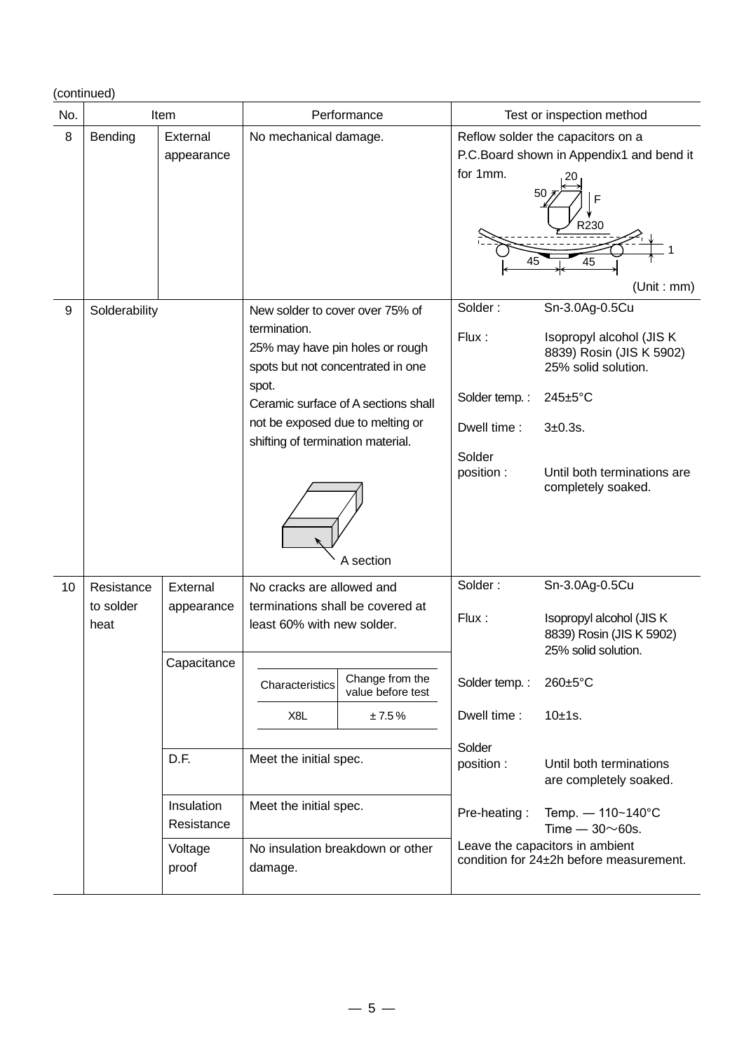(continued)

| No. | Item | | Performance | Test or inspection method |
|---|---|---|---|---|
| 8 | Bending | External appearance | No mechanical damage. | Reflow solder the capacitors on a P.C.Board shown in Appendix1 and bend it for 1mm. (Unit : mm) |
| 9 | Solderability | | New solder to cover over 75% of termination. 25% may have pin holes or rough spots but not concentrated in one spot. Ceramic surface of A sections shall not be exposed due to melting or shifting of termination material. A section | Solder : Sn-3.0Ag-0.5Cu<br>Flux : Isopropyl alcohol (JIS K 8839) Rosin (JIS K 5902) 25% solid solution.<br>Solder temp. : 245±5°C<br>Dwell time : 3±0.3s.<br>Solder position : Until both terminations are completely soaked. |
| 10 | Resistance to solder heat | External appearance | No cracks are allowed and terminations shall be covered at least 60% with new solder. | Solder : Sn-3.0Ag-0.5Cu<br>Flux : Isopropyl alcohol (JIS K 8839) Rosin (JIS K 5902) 25% solid solution.<br>Solder temp. : 260±5°C<br>Dwell time : 10±1s.<br>Solder position : Until both terminations are completely soaked.<br>Pre-heating : Temp. — 110~140°C Time — 30～60s.<br>Leave the capacitors in ambient condition for 24±2h before measurement. |
| | | Capacitance | Characteristics: X8L — Change from the value before test: ± 7.5 % | |
| | | D.F. | Meet the initial spec. | |
| | | Insulation Resistance | Meet the initial spec. | |
| | | Voltage proof | No insulation breakdown or other damage. | |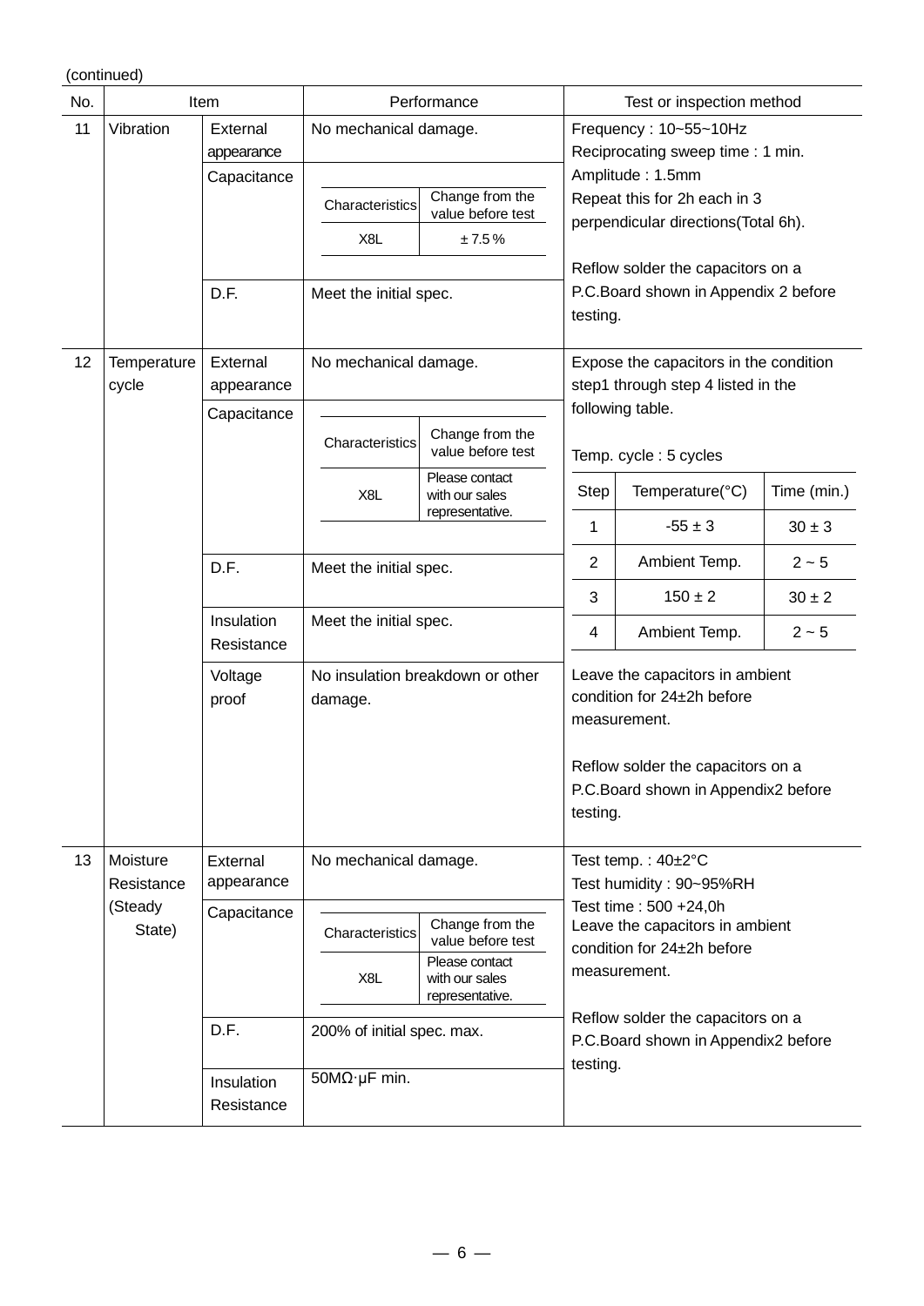(continued)

| No. | Item | | Performance | Test or inspection method |
|---|---|---|---|---|
| 11 | Vibration | External appearance | No mechanical damage. | Frequency : 10~55~10Hz<br>Reciprocating sweep time : 1 min.<br>Amplitude : 1.5mm<br>Repeat this for 2h each in 3 perpendicular directions(Total 6h).<br><br>Reflow solder the capacitors on a P.C.Board shown in Appendix 2 before testing. |
| | | Capacitance | Characteristics: X8L — Change from the value before test: ± 7.5 % | |
| | | D.F. | Meet the initial spec. | |
| 12 | Temperature cycle | External appearance | No mechanical damage. | Expose the capacitors in the condition step1 through step 4 listed in the following table.<br><br>Temp. cycle : 5 cycles<br><br>Step 1: Temperature(°C) -55 ± 3, Time (min.) 30 ± 3<br>Step 2: Temperature(°C) Ambient Temp., Time (min.) 2 ~ 5<br>Step 3: Temperature(°C) 150 ± 2, Time (min.) 30 ± 2<br>Step 4: Temperature(°C) Ambient Temp., Time (min.) 2 ~ 5<br><br>Leave the capacitors in ambient condition for 24±2h before measurement.<br><br>Reflow solder the capacitors on a P.C.Board shown in Appendix2 before testing. |
| | | Capacitance | Characteristics: X8L — Change from the value before test: Please contact with our sales representative. | |
| | | D.F. | Meet the initial spec. | |
| | | Insulation Resistance | Meet the initial spec. | |
| | | Voltage proof | No insulation breakdown or other damage. | |
| 13 | Moisture Resistance (Steady State) | External appearance | No mechanical damage. | Test temp. : 40±2°C<br>Test humidity : 90~95%RH<br>Test time : 500 +24,0h<br>Leave the capacitors in ambient condition for 24±2h before measurement.<br><br>Reflow solder the capacitors on a P.C.Board shown in Appendix2 before testing. |
| | | Capacitance | Characteristics: X8L — Change from the value before test: Please contact with our sales representative. | |
| | | D.F. | 200% of initial spec. max. | |
| | | Insulation Resistance | 50MΩ·μF min. | |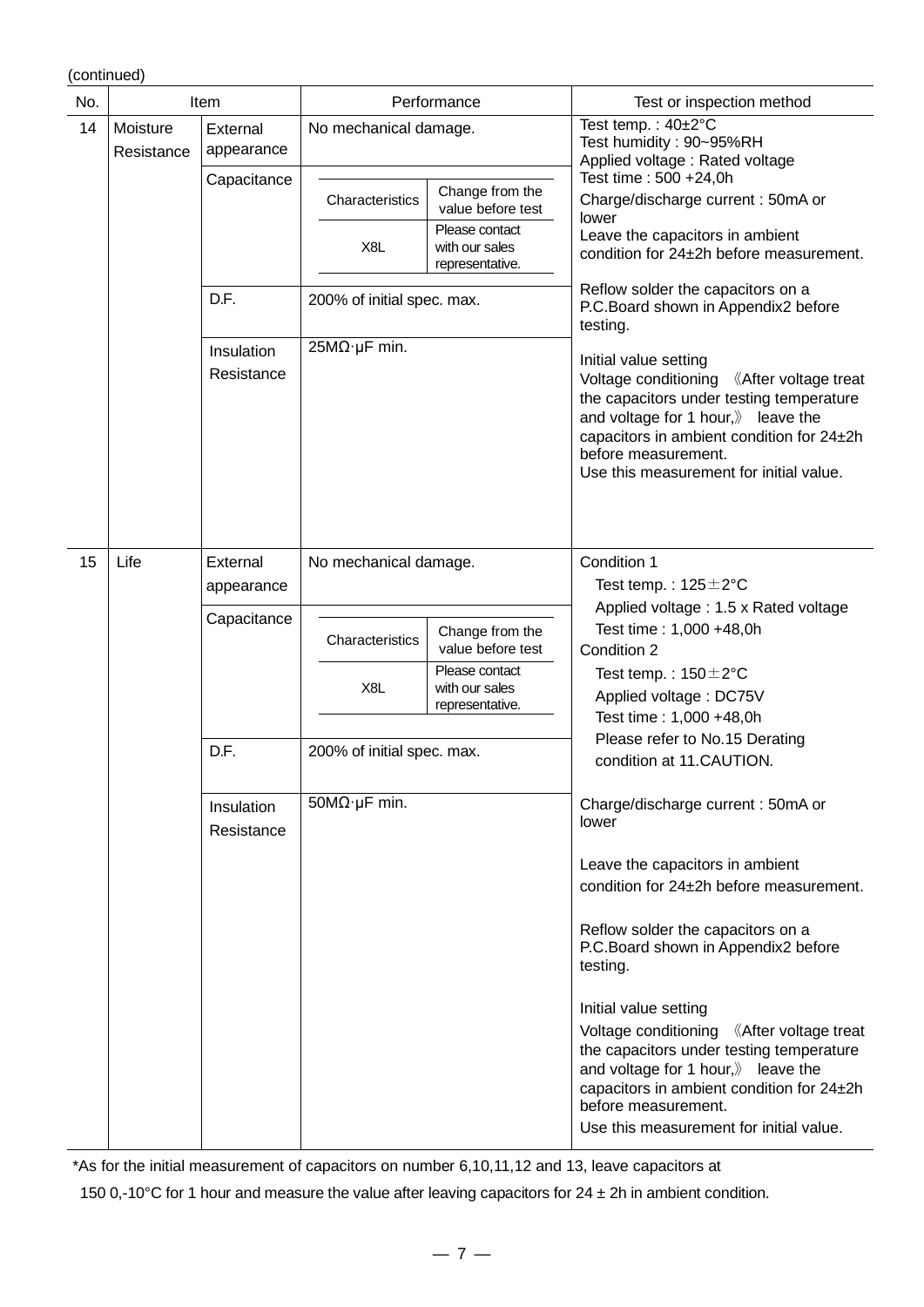(continued)

| No. | Item | | Performance | Test or inspection method |
|---|---|---|---|---|
| 14 | Moisture Resistance | External appearance | No mechanical damage. | Test temp. : 40±2°C<br>Test humidity : 90~95%RH<br>Applied voltage : Rated voltage<br>Test time : 500 +24,0h<br>Charge/discharge current : 50mA or lower<br>Leave the capacitors in ambient condition for 24±2h before measurement.<br><br>Reflow solder the capacitors on a P.C.Board shown in Appendix2 before testing.<br><br>Initial value setting<br>Voltage conditioning 《After voltage treat the capacitors under testing temperature and voltage for 1 hour,》 leave the capacitors in ambient condition for 24±2h before measurement.<br>Use this measurement for initial value. |
| | | Capacitance | Characteristics: X8L / Change from the value before test: Please contact with our sales representative. | |
| | | D.F. | 200% of initial spec. max. | |
| | | Insulation Resistance | 25MΩ·μF min. | |
| 15 | Life | External appearance | No mechanical damage. | Condition 1<br>Test temp. : 125±2°C<br>Applied voltage : 1.5 x Rated voltage<br>Test time : 1,000 +48,0h<br>Condition 2<br>Test temp. : 150±2°C<br>Applied voltage : DC75V<br>Test time : 1,000 +48,0h<br>Please refer to No.15 Derating condition at 11.CAUTION.<br><br>Charge/discharge current : 50mA or lower<br><br>Leave the capacitors in ambient condition for 24±2h before measurement.<br><br>Reflow solder the capacitors on a P.C.Board shown in Appendix2 before testing.<br><br>Initial value setting<br>Voltage conditioning 《After voltage treat the capacitors under testing temperature and voltage for 1 hour,》 leave the capacitors in ambient condition for 24±2h before measurement.<br>Use this measurement for initial value. |
| | | Capacitance | Characteristics: X8L / Change from the value before test: Please contact with our sales representative. | |
| | | D.F. | 200% of initial spec. max. | |
| | | Insulation Resistance | 50MΩ·μF min. | |

*As for the initial measurement of capacitors on number 6,10,11,12 and 13, leave capacitors at 150 0,-10°C for 1 hour and measure the value after leaving capacitors for 24 ± 2h in ambient condition.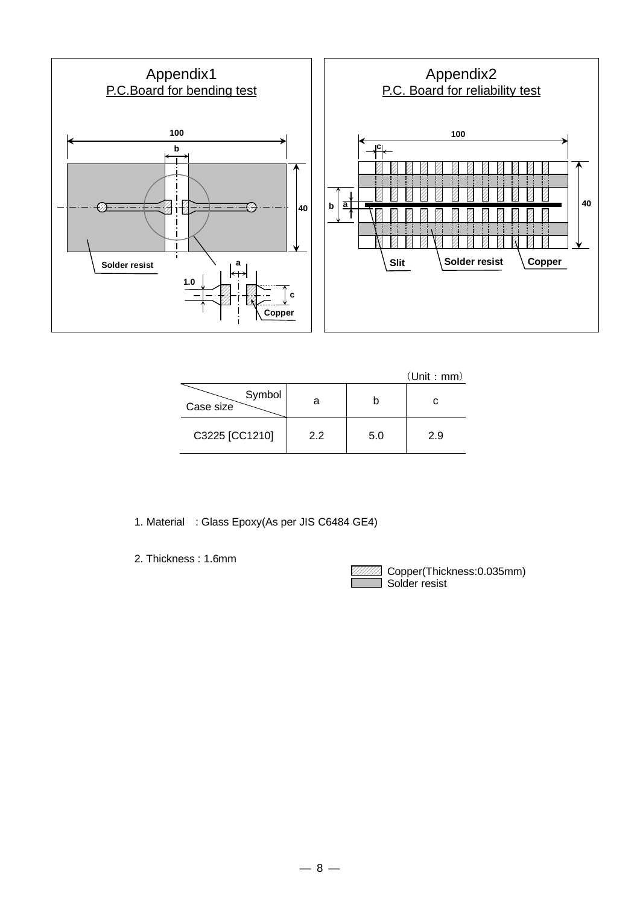## Appendix1

P.C.Board for bending test

100

b

40

Solder resist

a

1.0

c

Copper

## Appendix2

P.C. Board for reliability test

100

c

b

a

40

Slit

Solder resist

Copper

（Unit：mm）

| Symbol / Case size | a | b | c |
|---|---|---|---|
| C3225 [CC1210] | 2.2 | 5.0 | 2.9 |

1. Material　: Glass Epoxy(As per JIS C6484 GE4)

2. Thickness : 1.6mm

Copper(Thickness:0.035mm)
Solder resist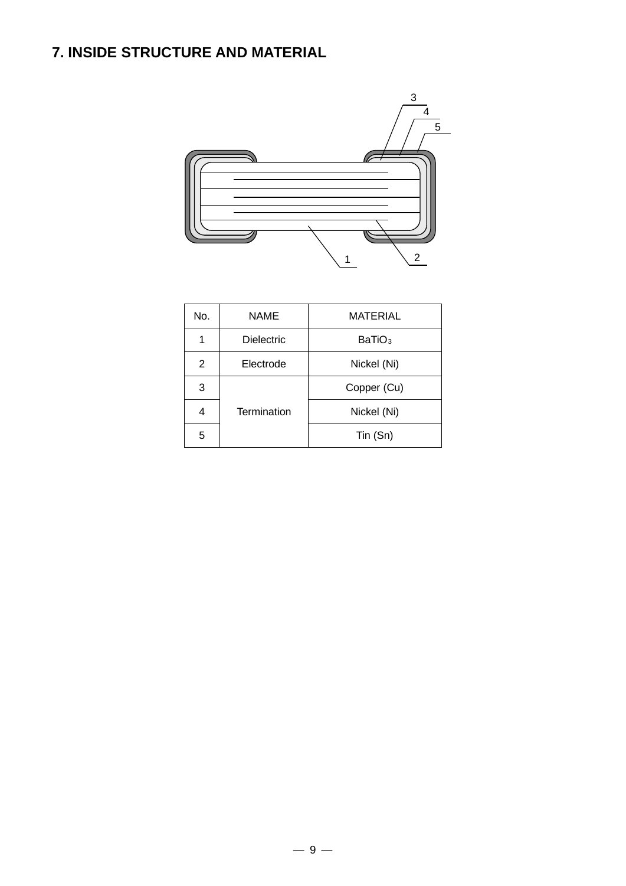## 7. INSIDE STRUCTURE AND MATERIAL

| No. | NAME | MATERIAL |
|---|---|---|
| 1 | Dielectric | $BaTiO_3$ |
| 2 | Electrode | Nickel (Ni) |
| 3 | Termination | Copper (Cu) |
| 4 | | Nickel (Ni) |
| 5 | | Tin (Sn) |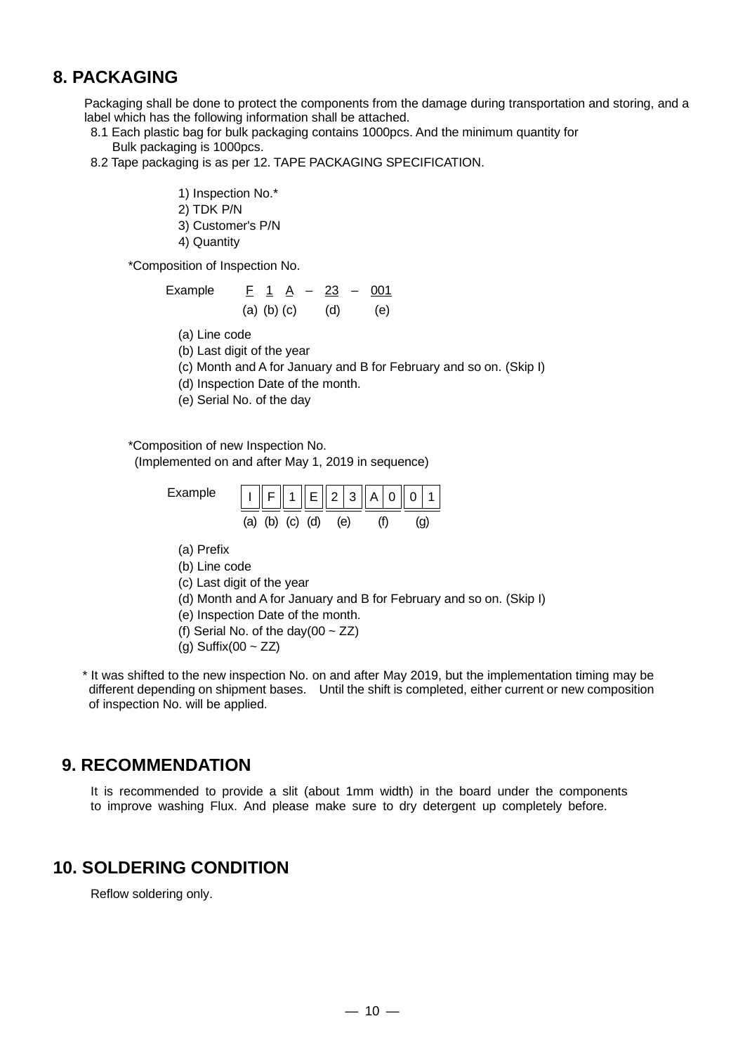## 8. PACKAGING

Packaging shall be done to protect the components from the damage during transportation and storing, and a label which has the following information shall be attached.

8.1 Each plastic bag for bulk packaging contains 1000pcs. And the minimum quantity for Bulk packaging is 1000pcs.

8.2 Tape packaging is as per 12. TAPE PACKAGING SPECIFICATION.

1) Inspection No.*
2) TDK P/N
3) Customer's P/N
4) Quantity

*Composition of Inspection No.

| Example | F | 1 | A | – | 23 | – | 001 |
|---|---|---|---|---|---|---|---|
| | (a) | (b) | (c) | | (d) | | (e) |

(a) Line code
(b) Last digit of the year
(c) Month and A for January and B for February and so on. (Skip I)
(d) Inspection Date of the month.
(e) Serial No. of the day

*Composition of new Inspection No.
(Implemented on and after May 1, 2019 in sequence)

| Example | I | F | 1 | E | 2 3 | A 0 | 0 1 |
|---|---|---|---|---|---|---|---|
| | (a) | (b) | (c) | (d) | (e) | (f) | (g) |

(a) Prefix
(b) Line code
(c) Last digit of the year
(d) Month and A for January and B for February and so on. (Skip I)
(e) Inspection Date of the month.
(f) Serial No. of the day(00 ~ ZZ)
(g) Suffix(00 ~ ZZ)

* It was shifted to the new inspection No. on and after May 2019, but the implementation timing may be different depending on shipment bases. Until the shift is completed, either current or new composition of inspection No. will be applied.

## 9. RECOMMENDATION

It is recommended to provide a slit (about 1mm width) in the board under the components to improve washing Flux. And please make sure to dry detergent up completely before.

## 10. SOLDERING CONDITION

Reflow soldering only.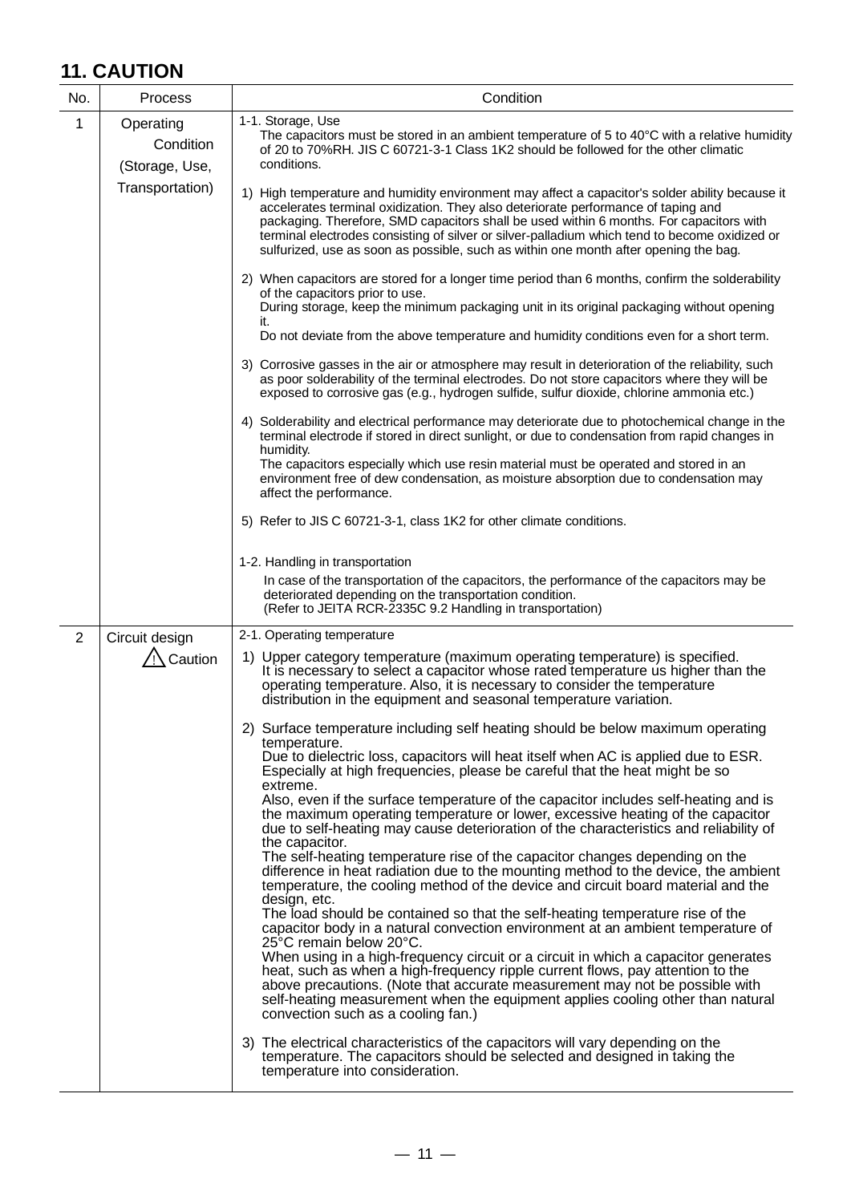## 11. CAUTION

| No. | Process | Condition |
|---|---|---|
| 1 | Operating Condition (Storage, Use, Transportation) | 1-1. Storage, Use<br>The capacitors must be stored in an ambient temperature of 5 to 40°C with a relative humidity of 20 to 70%RH. JIS C 60721-3-1 Class 1K2 should be followed for the other climatic conditions.<br><br>1) High temperature and humidity environment may affect a capacitor's solder ability because it accelerates terminal oxidization. They also deteriorate performance of taping and packaging. Therefore, SMD capacitors shall be used within 6 months. For capacitors with terminal electrodes consisting of silver or silver-palladium which tend to become oxidized or sulfurized, use as soon as possible, such as within one month after opening the bag.<br><br>2) When capacitors are stored for a longer time period than 6 months, confirm the solderability of the capacitors prior to use.<br>During storage, keep the minimum packaging unit in its original packaging without opening it.<br>Do not deviate from the above temperature and humidity conditions even for a short term.<br><br>3) Corrosive gasses in the air or atmosphere may result in deterioration of the reliability, such as poor solderability of the terminal electrodes. Do not store capacitors where they will be exposed to corrosive gas (e.g., hydrogen sulfide, sulfur dioxide, chlorine ammonia etc.)<br><br>4) Solderability and electrical performance may deteriorate due to photochemical change in the terminal electrode if stored in direct sunlight, or due to condensation from rapid changes in humidity.<br>The capacitors especially which use resin material must be operated and stored in an environment free of dew condensation, as moisture absorption due to condensation may affect the performance.<br><br>5) Refer to JIS C 60721-3-1, class 1K2 for other climate conditions.<br><br>1-2. Handling in transportation<br>In case of the transportation of the capacitors, the performance of the capacitors may be deteriorated depending on the transportation condition.<br>(Refer to JEITA RCR-2335C 9.2 Handling in transportation) |
| 2 | Circuit design<br>⚠ Caution | 2-1. Operating temperature<br><br>1) Upper category temperature (maximum operating temperature) is specified. It is necessary to select a capacitor whose rated temperature us higher than the operating temperature. Also, it is necessary to consider the temperature distribution in the equipment and seasonal temperature variation.<br><br>2) Surface temperature including self heating should be below maximum operating temperature.<br>Due to dielectric loss, capacitors will heat itself when AC is applied due to ESR. Especially at high frequencies, please be careful that the heat might be so extreme.<br>Also, even if the surface temperature of the capacitor includes self-heating and is the maximum operating temperature or lower, excessive heating of the capacitor due to self-heating may cause deterioration of the characteristics and reliability of the capacitor.<br>The self-heating temperature rise of the capacitor changes depending on the difference in heat radiation due to the mounting method to the device, the ambient temperature, the cooling method of the device and circuit board material and the design, etc.<br>The load should be contained so that the self-heating temperature rise of the capacitor body in a natural convection environment at an ambient temperature of 25°C remain below 20°C.<br>When using in a high-frequency circuit or a circuit in which a capacitor generates heat, such as when a high-frequency ripple current flows, pay attention to the above precautions. (Note that accurate measurement may not be possible with self-heating measurement when the equipment applies cooling other than natural convection such as a cooling fan.)<br><br>3) The electrical characteristics of the capacitors will vary depending on the temperature. The capacitors should be selected and designed in taking the temperature into consideration. |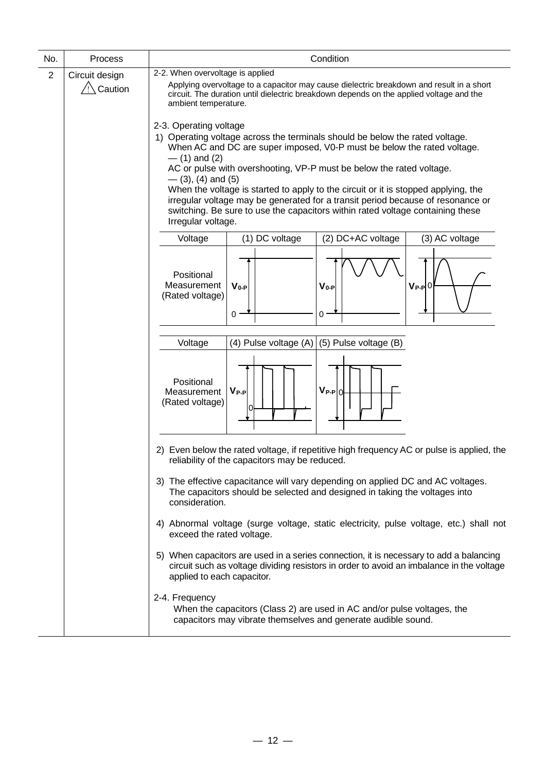| No. | Process | Condition |
|---|---|---|
| 2 | Circuit design ⚠ Caution | 2-2. When overvoltage is applied |

2-2. When overvoltage is applied

Applying overvoltage to a capacitor may cause dielectric breakdown and result in a short circuit. The duration until dielectric breakdown depends on the applied voltage and the ambient temperature.

2-3. Operating voltage

1) Operating voltage across the terminals should be below the rated voltage.
   When AC and DC are super imposed, V0-P must be below the rated voltage.
   — (1) and (2)
   AC or pulse with overshooting, VP-P must be below the rated voltage.
   — (3), (4) and (5)
   When the voltage is started to apply to the circuit or it is stopped applying, the irregular voltage may be generated for a transit period because of resonance or switching. Be sure to use the capacitors within rated voltage containing these Irregular voltage.

| Voltage | (1) DC voltage | (2) DC+AC voltage | (3) AC voltage |
|---|---|---|---|
| Positional Measurement (Rated voltage) | $V_{0\text{-}P}$ | $V_{0\text{-}P}$ | $V_{P\text{-}P}$ |

| Voltage | (4) Pulse voltage (A) | (5) Pulse voltage (B) |
|---|---|---|
| Positional Measurement (Rated voltage) | $V_{P\text{-}P}$ | $V_{P\text{-}P}$ |

2) Even below the rated voltage, if repetitive high frequency AC or pulse is applied, the reliability of the capacitors may be reduced.

3) The effective capacitance will vary depending on applied DC and AC voltages. The capacitors should be selected and designed in taking the voltages into consideration.

4) Abnormal voltage (surge voltage, static electricity, pulse voltage, etc.) shall not exceed the rated voltage.

5) When capacitors are used in a series connection, it is necessary to add a balancing circuit such as voltage dividing resistors in order to avoid an imbalance in the voltage applied to each capacitor.

2-4. Frequency

When the capacitors (Class 2) are used in AC and/or pulse voltages, the capacitors may vibrate themselves and generate audible sound.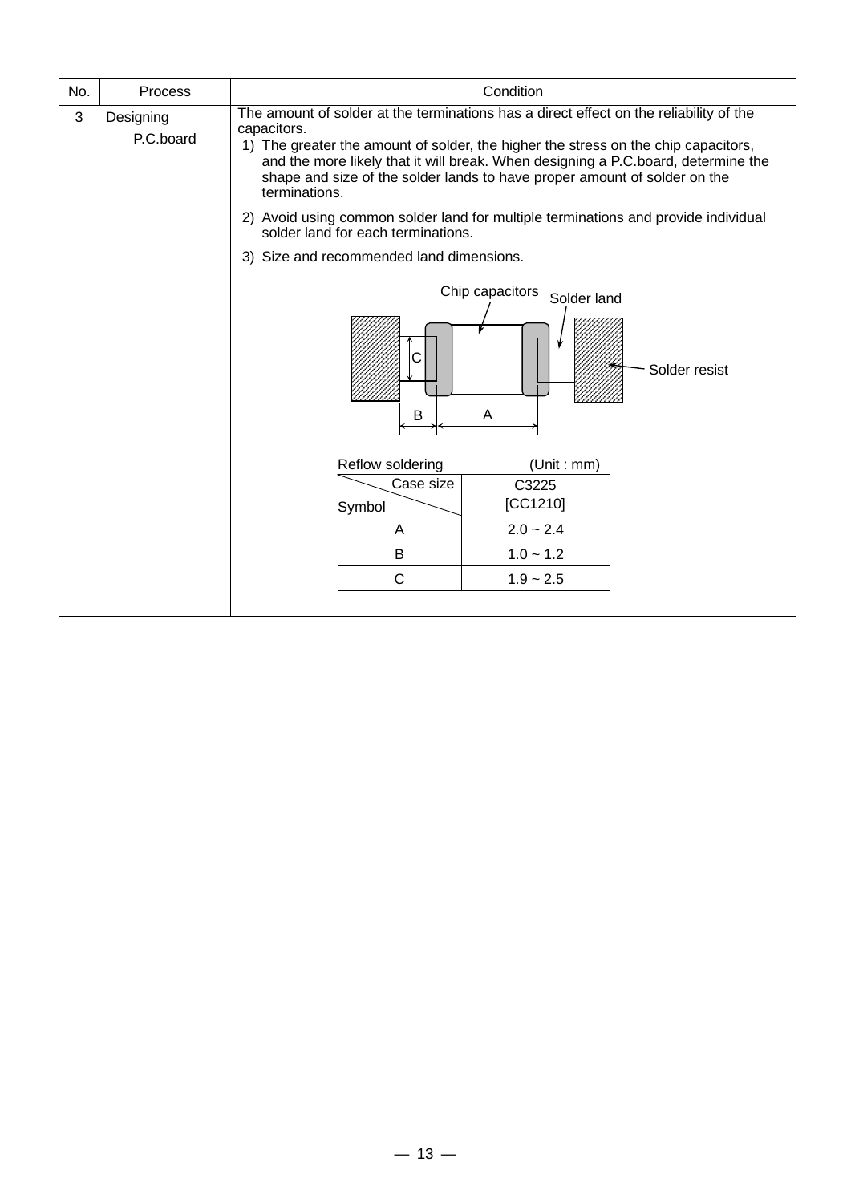| No. | Process | Condition |
|---|---|---|
| 3 | Designing P.C.board | The amount of solder at the terminations has a direct effect on the reliability of the capacitors.<br>1) The greater the amount of solder, the higher the stress on the chip capacitors, and the more likely that it will break. When designing a P.C.board, determine the shape and size of the solder lands to have proper amount of solder on the terminations.<br>2) Avoid using common solder land for multiple terminations and provide individual solder land for each terminations.<br>3) Size and recommended land dimensions. |

Chip capacitors, Solder land, Solder resist, C, B, A

Reflow soldering (Unit : mm)

| Symbol \ Case size | C3225 [CC1210] |
|---|---|
| A | 2.0 ~ 2.4 |
| B | 1.0 ~ 1.2 |
| C | 1.9 ~ 2.5 |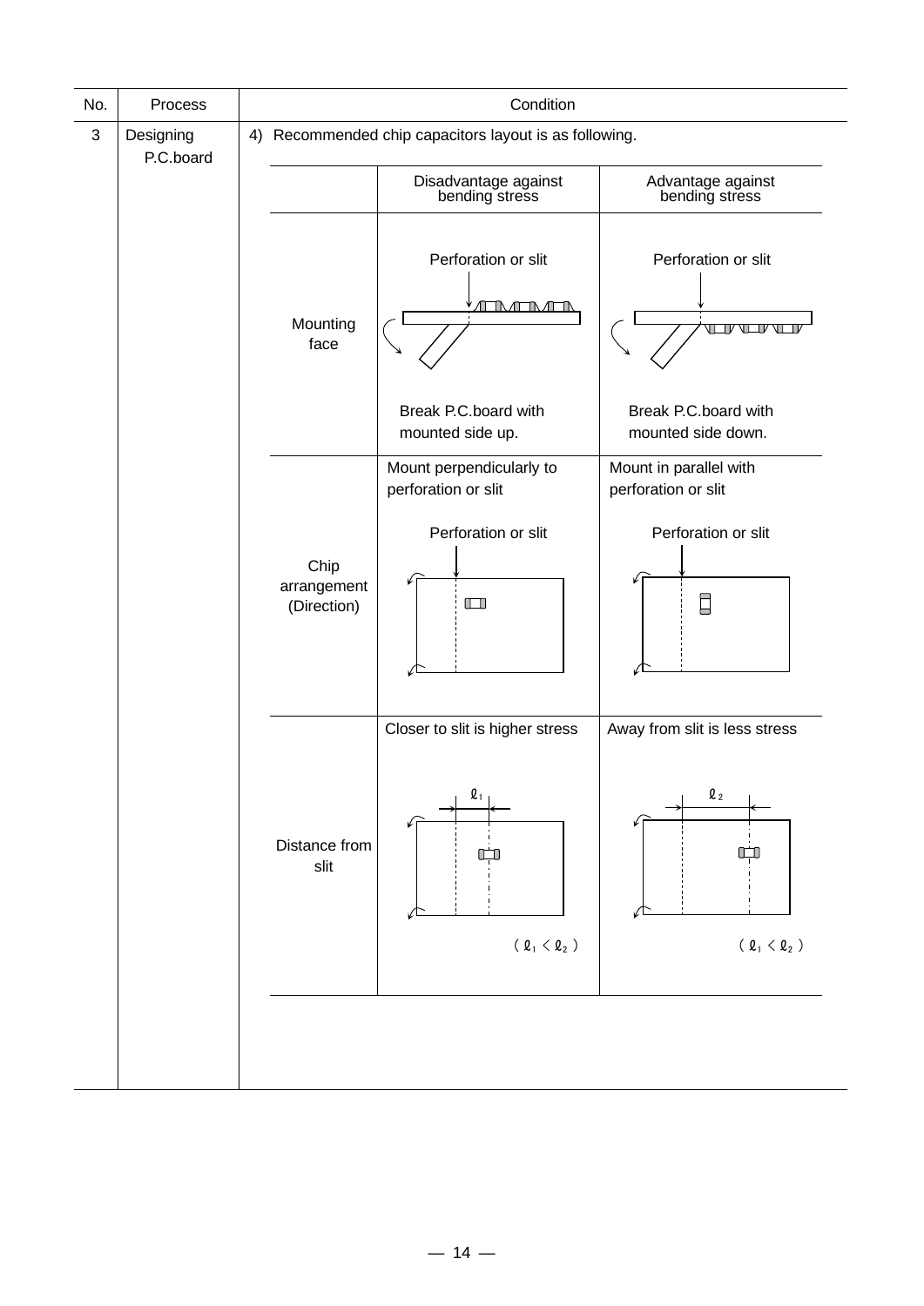| No. | Process | Condition | | |
|---|---|---|---|---|
| 3 | Designing P.C.board | 4) Recommended chip capacitors layout is as following. | | |
| | | | Disadvantage against bending stress | Advantage against bending stress |
| | | Mounting face | Perforation or slit<br><br>Break P.C.board with mounted side up. | Perforation or slit<br><br>Break P.C.board with mounted side down. |
| | | Chip arrangement (Direction) | Mount perpendicularly to perforation or slit<br><br>Perforation or slit | Mount in parallel with perforation or slit<br><br>Perforation or slit |
| | | Distance from slit | Closer to slit is higher stress<br><br>$\ell_1$<br><br>$( \ell_1 < \ell_2 )$ | Away from slit is less stress<br><br>$\ell_2$<br><br>$( \ell_1 < \ell_2 )$ |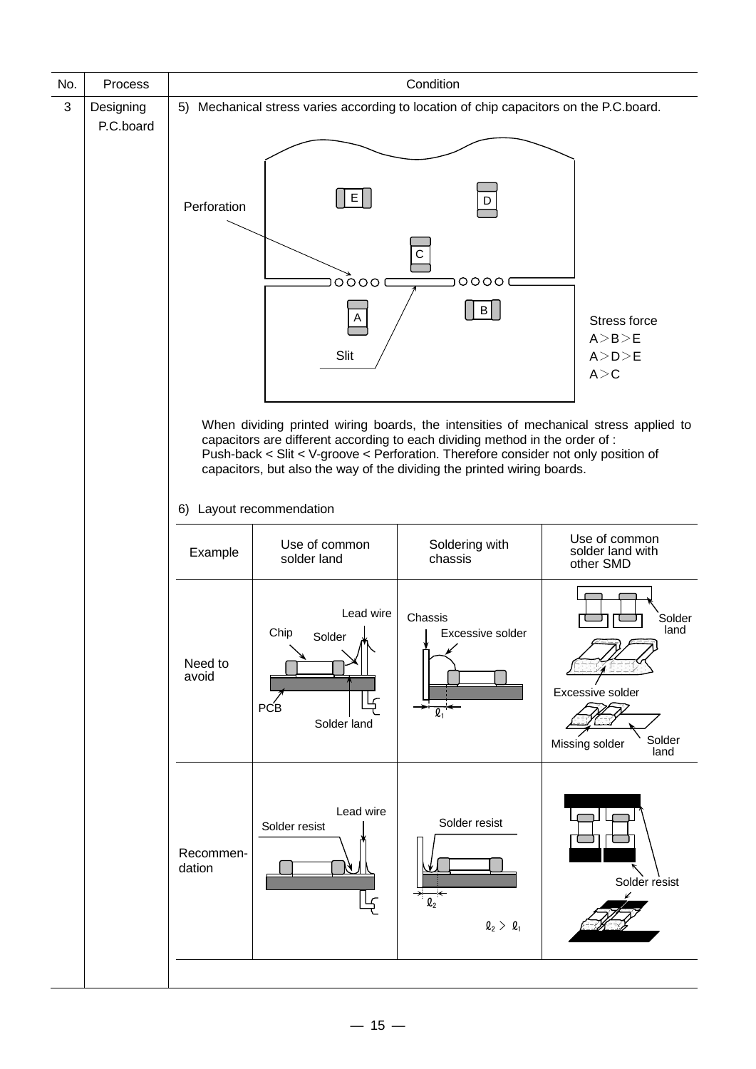| No. | Process | Condition |
|---|---|---|
| 3 | Designing P.C.board | 5) Mechanical stress varies according to location of chip capacitors on the P.C.board. |

Perforation

Slit

Stress force
A＞B＞E
A＞D＞E
A＞C

When dividing printed wiring boards, the intensities of mechanical stress applied to capacitors are different according to each dividing method in the order of : Push-back < Slit < V-groove < Perforation. Therefore consider not only position of capacitors, but also the way of the dividing the printed wiring boards.

6) Layout recommendation

| Example | Use of common solder land | Soldering with chassis | Use of common solder land with other SMD |
|---|---|---|---|
| Need to avoid | Lead wire, Chip, Solder, PCB, Solder land | Chassis, Excessive solder, $\ell_1$ | Solder land, Excessive solder, Missing solder, Solder land |
| Recommen-dation | Lead wire, Solder resist | Solder resist, $\ell_2$, $\ell_2 > \ell_1$ | Solder resist |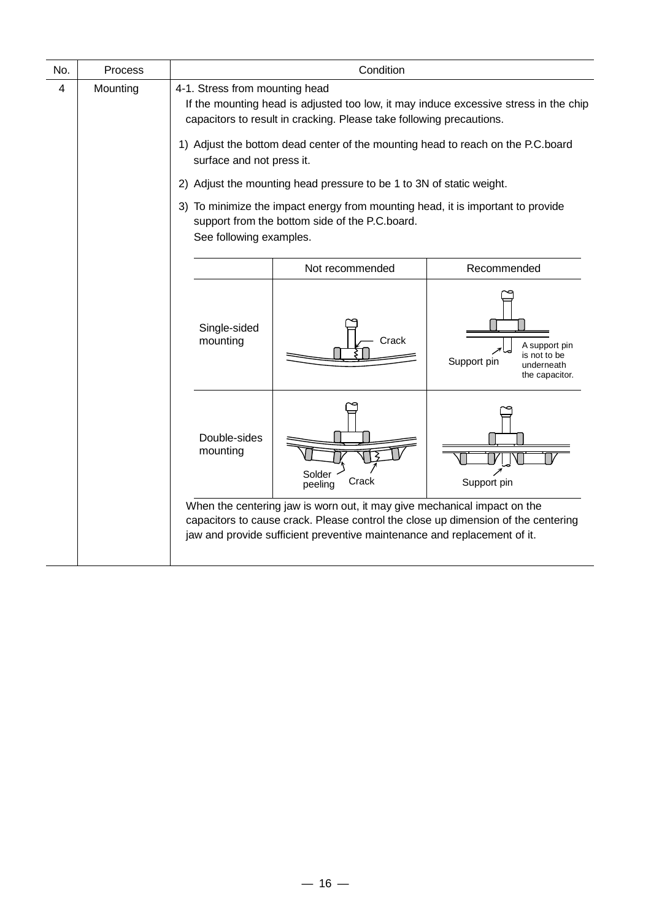| No. | Process | Condition |
|---|---|---|
| 4 | Mounting | 4-1. Stress from mounting head<br>If the mounting head is adjusted too low, it may induce excessive stress in the chip capacitors to result in cracking. Please take following precautions.<br>1) Adjust the bottom dead center of the mounting head to reach on the P.C.board surface and not press it.<br>2) Adjust the mounting head pressure to be 1 to 3N of static weight.<br>3) To minimize the impact energy from mounting head, it is important to provide support from the bottom side of the P.C.board.<br>See following examples. |

| | Not recommended | Recommended |
|---|---|---|
| Single-sided mounting | Crack | Support pin<br>A support pin is not to be underneath the capacitor. |
| Double-sides mounting | Solder peeling<br>Crack | Support pin |

When the centering jaw is worn out, it may give mechanical impact on the capacitors to cause crack. Please control the close up dimension of the centering jaw and provide sufficient preventive maintenance and replacement of it.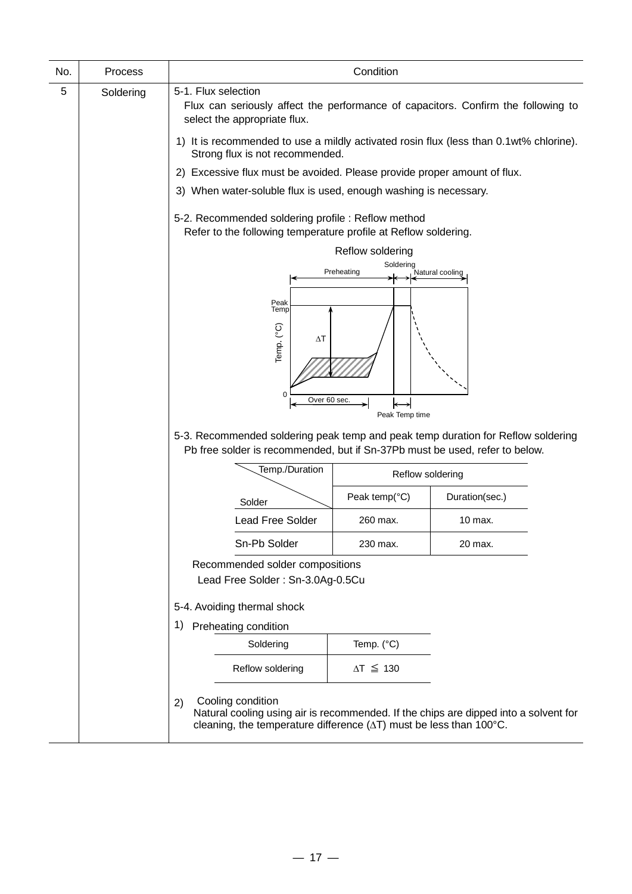| No. | Process | Condition |
|---|---|---|
| 5 | Soldering | 5-1. Flux selection |

Flux can seriously affect the performance of capacitors. Confirm the following to select the appropriate flux.

1) It is recommended to use a mildly activated rosin flux (less than 0.1wt% chlorine). Strong flux is not recommended.
2) Excessive flux must be avoided. Please provide proper amount of flux.
3) When water-soluble flux is used, enough washing is necessary.

5-2. Recommended soldering profile : Reflow method

Refer to the following temperature profile at Reflow soldering.

Reflow soldering

Preheating | Soldering | Natural cooling

Peak Temp

Temp. (°C)

ΔT

0

Over 60 sec.

Peak Temp time

5-3. Recommended soldering peak temp and peak temp duration for Reflow soldering

Pb free solder is recommended, but if Sn-37Pb must be used, refer to below.

| Temp./Duration / Solder | Reflow soldering | |
|---|---|---|
| | Peak temp(°C) | Duration(sec.) |
| Lead Free Solder | 260 max. | 10 max. |
| Sn-Pb Solder | 230 max. | 20 max. |

Recommended solder compositions

Lead Free Solder : Sn-3.0Ag-0.5Cu

5-4. Avoiding thermal shock

1) Preheating condition

| Soldering | Temp. (°C) |
|---|---|
| Reflow soldering | $\Delta T \leqq 130$ |

2) Cooling condition

Natural cooling using air is recommended. If the chips are dipped into a solvent for cleaning, the temperature difference (ΔT) must be less than 100°C.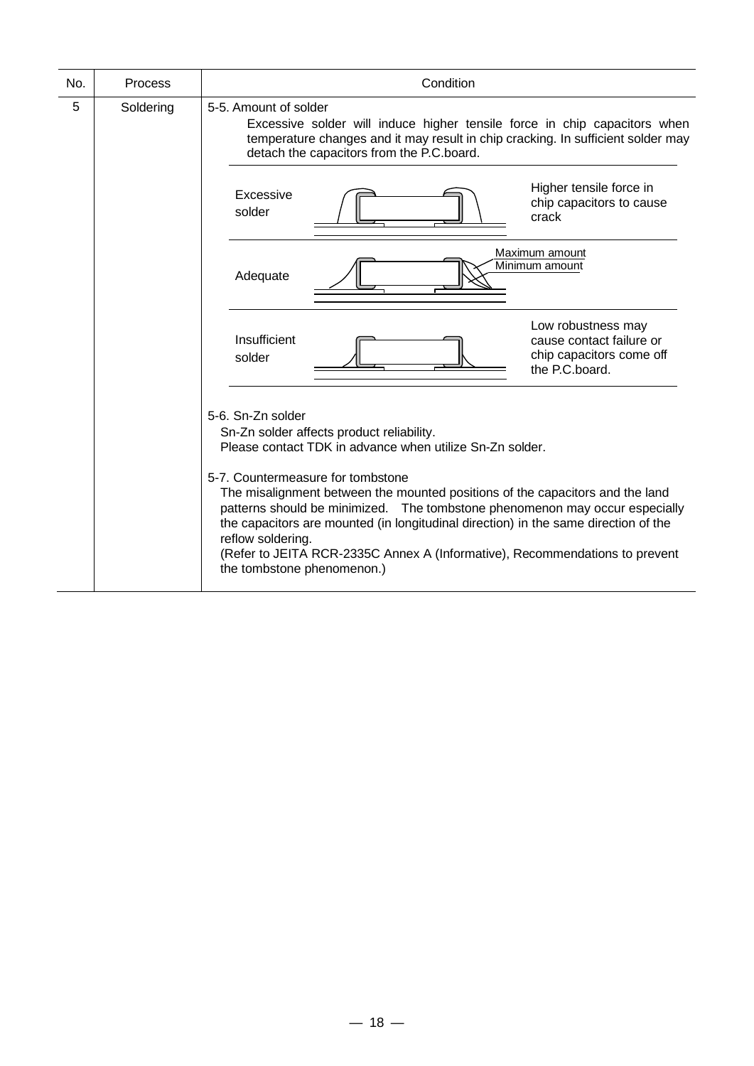| No. | Process | Condition |
|---|---|---|
| 5 | Soldering | 5-5. Amount of solder<br>Excessive solder will induce higher tensile force in chip capacitors when temperature changes and it may result in chip cracking. In sufficient solder may detach the capacitors from the P.C.board.<br><br>Excessive solder — Higher tensile force in chip capacitors to cause crack<br>Adequate — Maximum amount / Minimum amount<br>Insufficient solder — Low robustness may cause contact failure or chip capacitors come off the P.C.board.<br><br>5-6. Sn-Zn solder<br>Sn-Zn solder affects product reliability.<br>Please contact TDK in advance when utilize Sn-Zn solder.<br><br>5-7. Countermeasure for tombstone<br>The misalignment between the mounted positions of the capacitors and the land patterns should be minimized. The tombstone phenomenon may occur especially the capacitors are mounted (in longitudinal direction) in the same direction of the reflow soldering.<br>(Refer to JEITA RCR-2335C Annex A (Informative), Recommendations to prevent the tombstone phenomenon.) |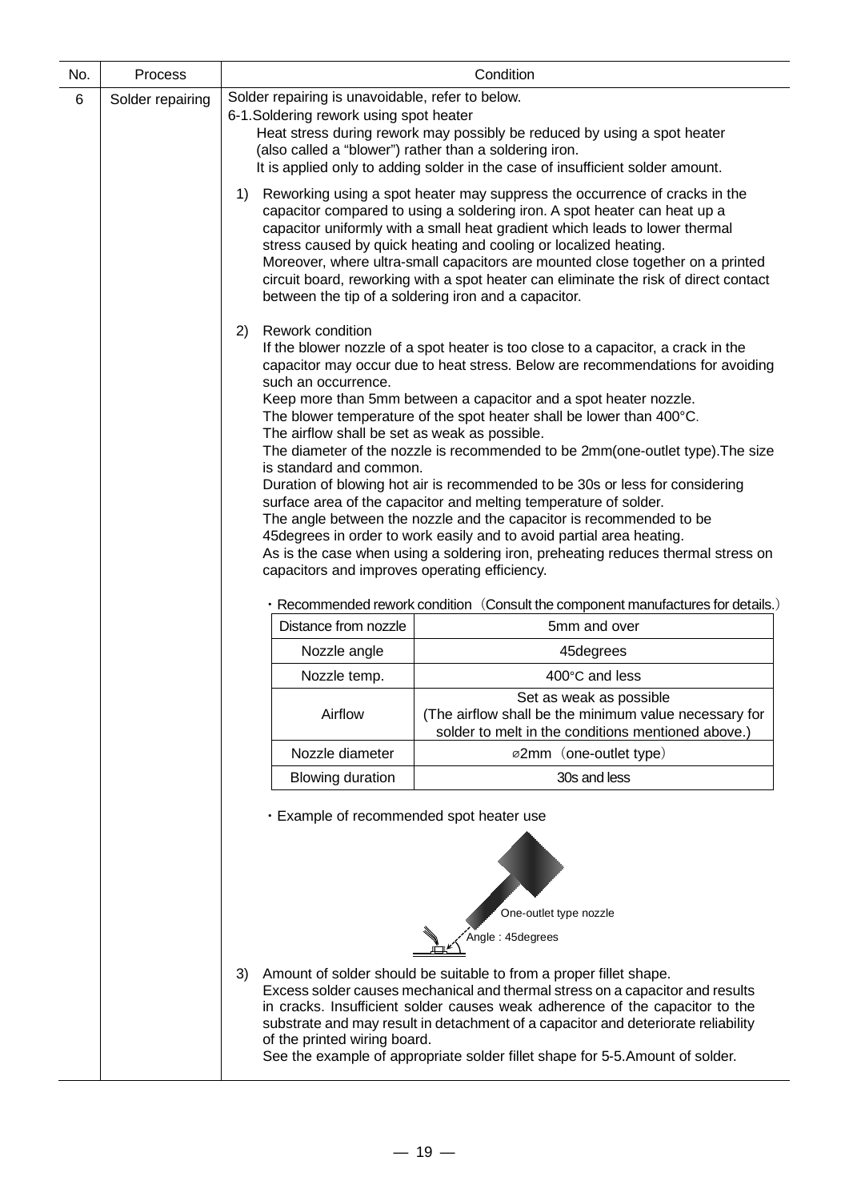| No. | Process | Condition |
|---|---|---|
| 6 | Solder repairing | Solder repairing is unavoidable, refer to below. |

6-1.Soldering rework using spot heater

Heat stress during rework may possibly be reduced by using a spot heater (also called a "blower") rather than a soldering iron.
It is applied only to adding solder in the case of insufficient solder amount.

1) Reworking using a spot heater may suppress the occurrence of cracks in the capacitor compared to using a soldering iron. A spot heater can heat up a capacitor uniformly with a small heat gradient which leads to lower thermal stress caused by quick heating and cooling or localized heating.
Moreover, where ultra-small capacitors are mounted close together on a printed circuit board, reworking with a spot heater can eliminate the risk of direct contact between the tip of a soldering iron and a capacitor.

2) Rework condition
If the blower nozzle of a spot heater is too close to a capacitor, a crack in the capacitor may occur due to heat stress. Below are recommendations for avoiding such an occurrence.
Keep more than 5mm between a capacitor and a spot heater nozzle.
The blower temperature of the spot heater shall be lower than 400°C.
The airflow shall be set as weak as possible.
The diameter of the nozzle is recommended to be 2mm(one-outlet type).The size is standard and common.
Duration of blowing hot air is recommended to be 30s or less for considering surface area of the capacitor and melting temperature of solder.
The angle between the nozzle and the capacitor is recommended to be 45degrees in order to work easily and to avoid partial area heating.
As is the case when using a soldering iron, preheating reduces thermal stress on capacitors and improves operating efficiency.

・Recommended rework condition（Consult the component manufactures for details.）

| Distance from nozzle | 5mm and over |
|---|---|
| Nozzle angle | 45degrees |
| Nozzle temp. | 400°C and less |
| Airflow | Set as weak as possible<br>(The airflow shall be the minimum value necessary for solder to melt in the conditions mentioned above.) |
| Nozzle diameter | ⌀2mm（one-outlet type） |
| Blowing duration | 30s and less |

・Example of recommended spot heater use

One-outlet type nozzle

Angle : 45degrees

3) Amount of solder should be suitable to from a proper fillet shape.
Excess solder causes mechanical and thermal stress on a capacitor and results in cracks. Insufficient solder causes weak adherence of the capacitor to the substrate and may result in detachment of a capacitor and deteriorate reliability of the printed wiring board.
See the example of appropriate solder fillet shape for 5-5.Amount of solder.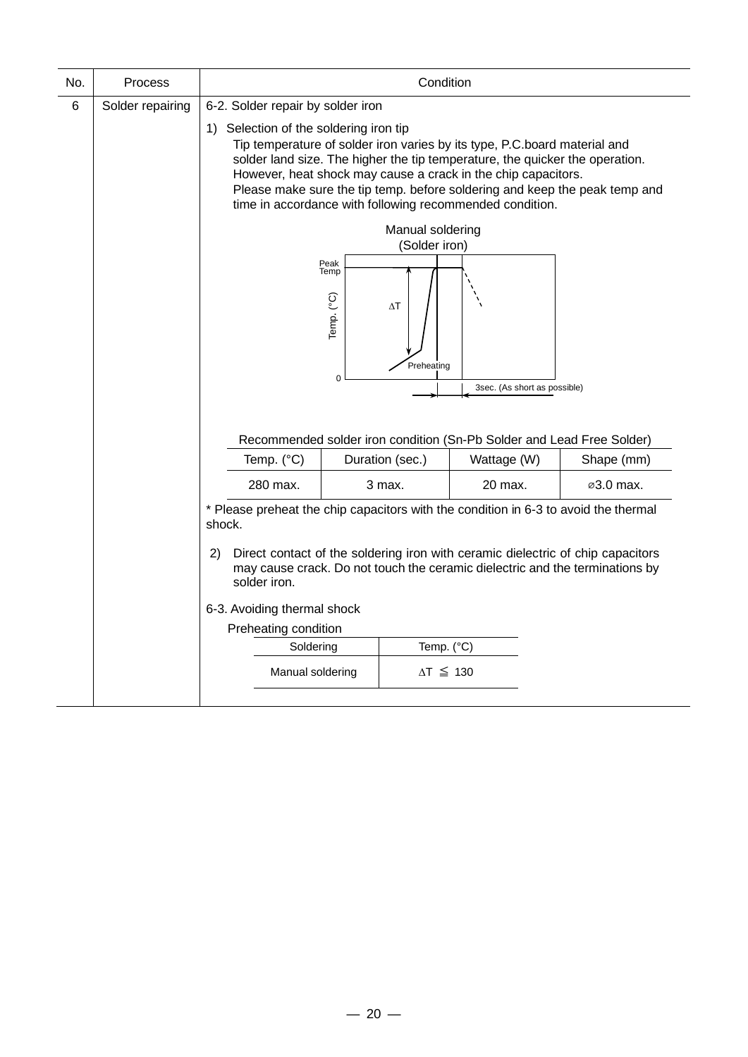| No. | Process | Condition |
|---|---|---|
| 6 | Solder repairing | 6-2. Solder repair by solder iron |

1) Selection of the soldering iron tip

Tip temperature of solder iron varies by its type, P.C.board material and solder land size. The higher the tip temperature, the quicker the operation. However, heat shock may cause a crack in the chip capacitors.
Please make sure the tip temp. before soldering and keep the peak temp and time in accordance with following recommended condition.

Manual soldering
(Solder iron)

Peak Temp
Temp. (°C)
$\Delta T$
Preheating
0
3sec. (As short as possible)

Recommended solder iron condition (Sn-Pb Solder and Lead Free Solder)

| Temp. (°C) | Duration (sec.) | Wattage (W) | Shape (mm) |
|---|---|---|---|
| 280 max. | 3 max. | 20 max. | ⌀3.0 max. |

* Please preheat the chip capacitors with the condition in 6-3 to avoid the thermal shock.

2) Direct contact of the soldering iron with ceramic dielectric of chip capacitors may cause crack. Do not touch the ceramic dielectric and the terminations by solder iron.

6-3. Avoiding thermal shock

Preheating condition

| Soldering | Temp. (°C) |
|---|---|
| Manual soldering | $\Delta T \leqq 130$ |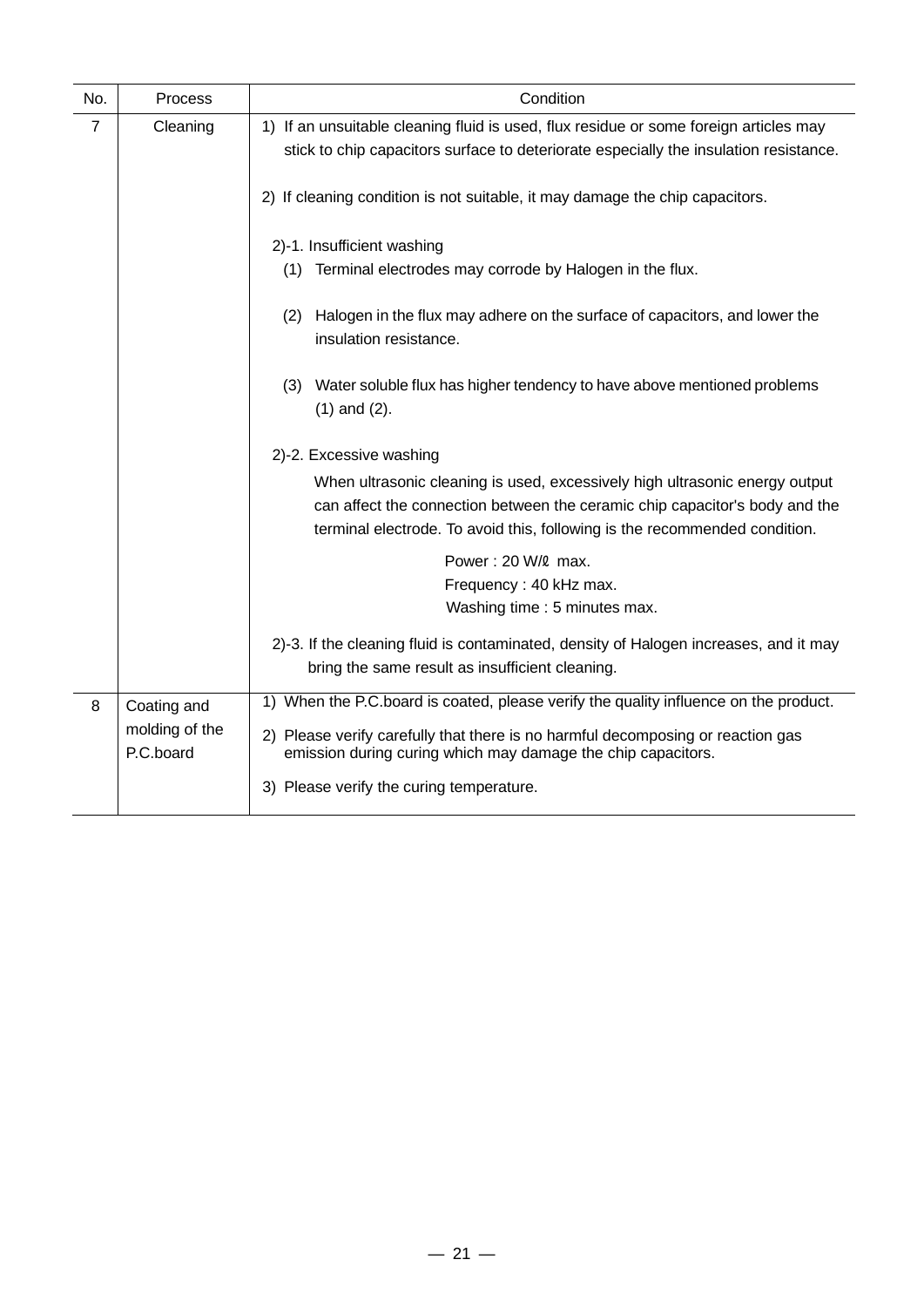| No. | Process | Condition |
| --- | --- | --- |
| 7 | Cleaning | 1) If an unsuitable cleaning fluid is used, flux residue or some foreign articles may stick to chip capacitors surface to deteriorate especially the insulation resistance.<br><br>2) If cleaning condition is not suitable, it may damage the chip capacitors.<br><br>2)-1. Insufficient washing<br>(1) Terminal electrodes may corrode by Halogen in the flux.<br><br>(2) Halogen in the flux may adhere on the surface of capacitors, and lower the insulation resistance.<br><br>(3) Water soluble flux has higher tendency to have above mentioned problems (1) and (2).<br><br>2)-2. Excessive washing<br>When ultrasonic cleaning is used, excessively high ultrasonic energy output can affect the connection between the ceramic chip capacitor's body and the terminal electrode. To avoid this, following is the recommended condition.<br><br>Power : 20 W/ℓ max.<br>Frequency : 40 kHz max.<br>Washing time : 5 minutes max.<br><br>2)-3. If the cleaning fluid is contaminated, density of Halogen increases, and it may bring the same result as insufficient cleaning. |
| 8 | Coating and molding of the P.C.board | 1) When the P.C.board is coated, please verify the quality influence on the product.<br><br>2) Please verify carefully that there is no harmful decomposing or reaction gas emission during curing which may damage the chip capacitors.<br><br>3) Please verify the curing temperature. |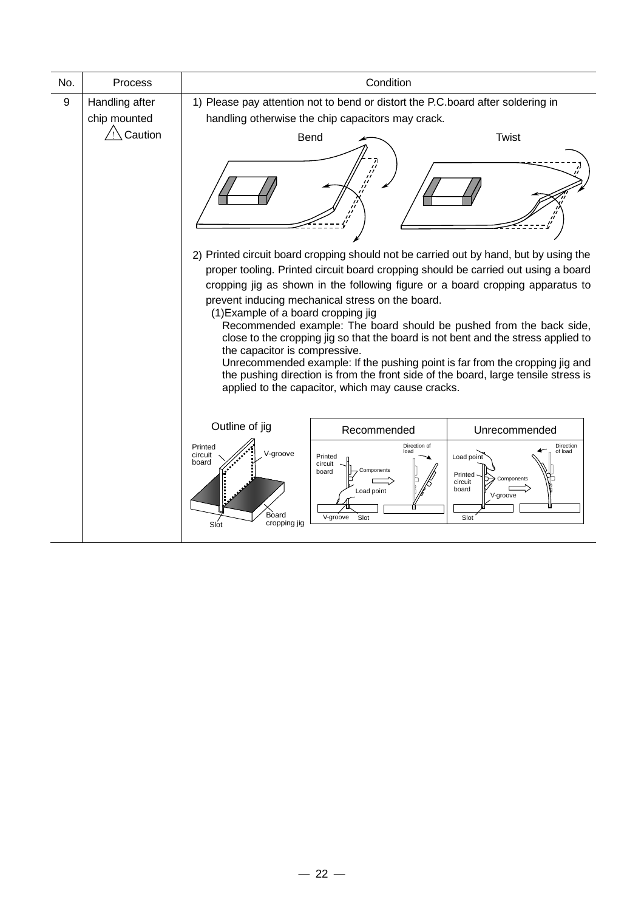| No. | Process | Condition |
|---|---|---|
| 9 | Handling after chip mounted ⚠ Caution | 1) Please pay attention not to bend or distort the P.C.board after soldering in handling otherwise the chip capacitors may crack.<br><br>Bend Twist<br><br>2) Printed circuit board cropping should not be carried out by hand, but by using the proper tooling. Printed circuit board cropping should be carried out using a board cropping jig as shown in the following figure or a board cropping apparatus to prevent inducing mechanical stress on the board.<br>(1)Example of a board cropping jig<br>Recommended example: The board should be pushed from the back side, close to the cropping jig so that the board is not bent and the stress applied to the capacitor is compressive.<br>Unrecommended example: If the pushing point is far from the cropping jig and the pushing direction is from the front side of the board, large tensile stress is applied to the capacitor, which may cause cracks.<br><br>Outline of jig: Printed circuit board, V-groove, Board cropping jig, Slot<br>Recommended: Printed circuit board, Components, Load point, Direction of load, V-groove, Slot<br>Unrecommended: Load point, Printed circuit board, Components, V-groove, Direction of load, Slot |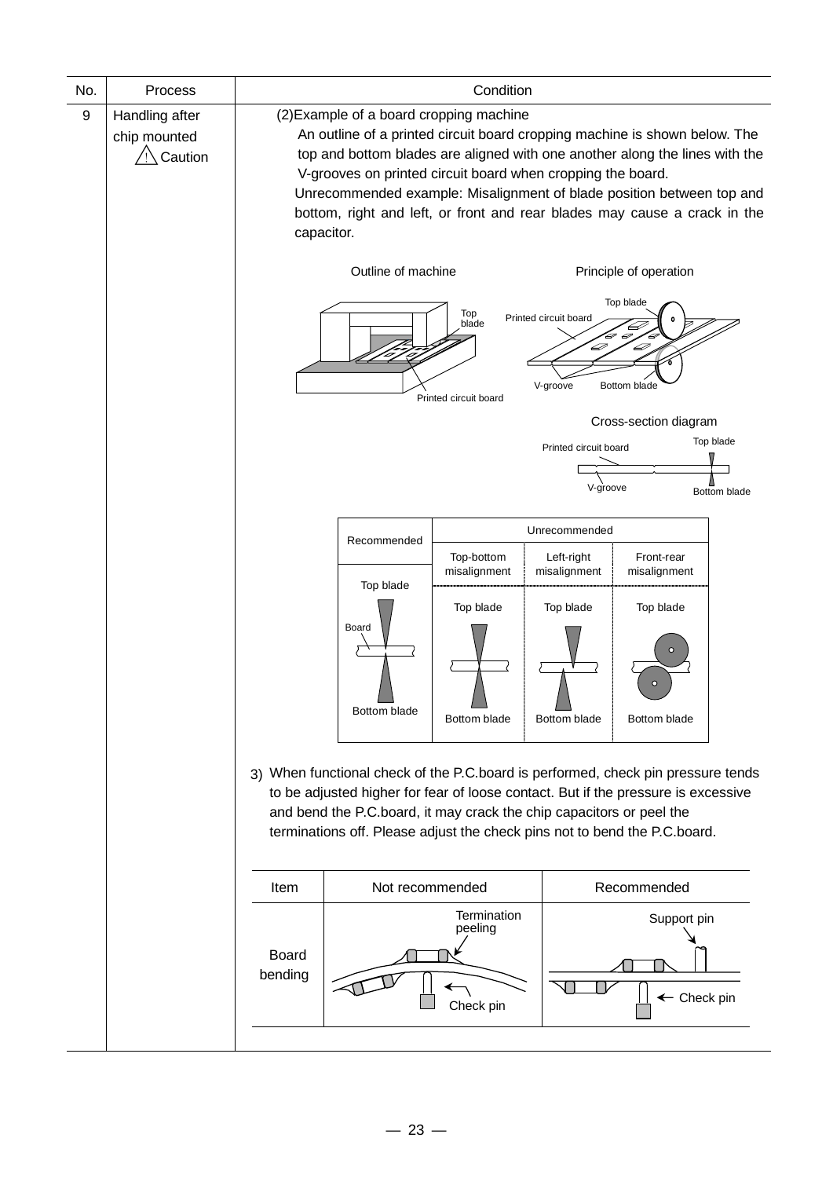| No. | Process | Condition |
|---|---|---|
| 9 | Handling after chip mounted ⚠ Caution | (2)Example of a board cropping machine<br>An outline of a printed circuit board cropping machine is shown below. The top and bottom blades are aligned with one another along the lines with the V-grooves on printed circuit board when cropping the board.<br>Unrecommended example: Misalignment of blade position between top and bottom, right and left, or front and rear blades may cause a crack in the capacitor. |

Outline of machine

Top blade

Printed circuit board

Principle of operation

Top blade

Printed circuit board

V-groove

Bottom blade

Cross-section diagram

Printed circuit board

Top blade

V-groove

Bottom blade

| Recommended | Unrecommended | | |
|---|---|---|---|
| | Top-bottom misalignment | Left-right misalignment | Front-rear misalignment |
| Top blade / Board / Bottom blade | Top blade / Bottom blade | Top blade / Bottom blade | Top blade / Bottom blade |

3) When functional check of the P.C.board is performed, check pin pressure tends to be adjusted higher for fear of loose contact. But if the pressure is excessive and bend the P.C.board, it may crack the chip capacitors or peel the terminations off. Please adjust the check pins not to bend the P.C.board.

| Item | Not recommended | Recommended |
|---|---|---|
| Board bending | Termination peeling / Check pin | Support pin / Check pin |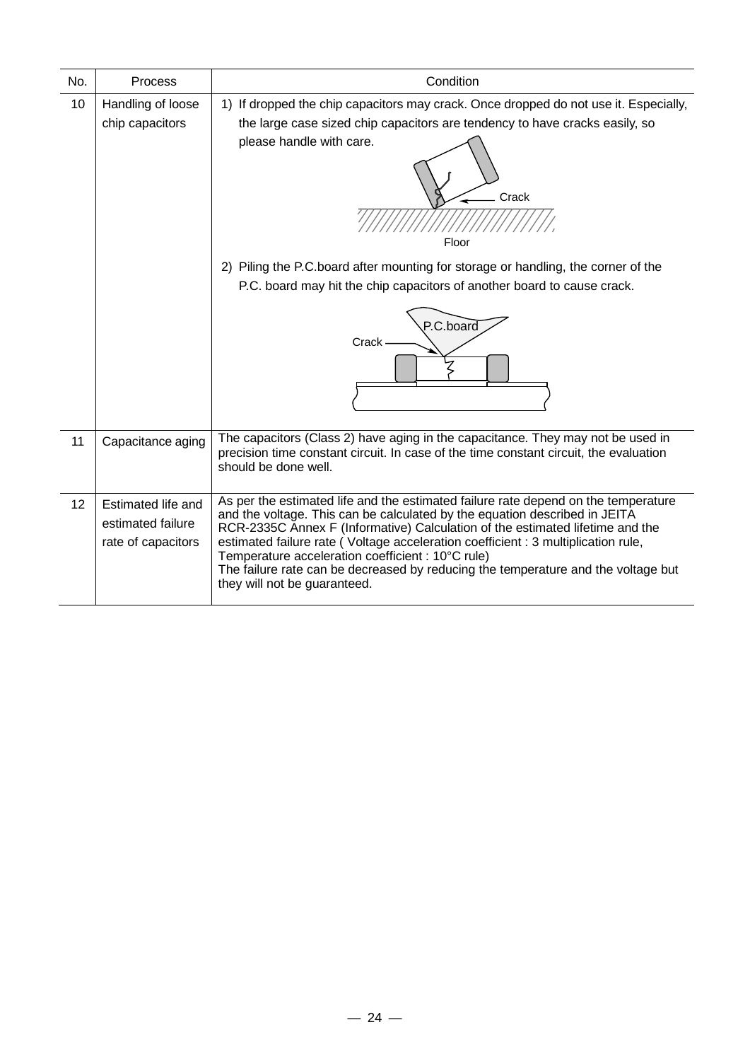| No. | Process | Condition |
|---|---|---|
| 10 | Handling of loose chip capacitors | 1) If dropped the chip capacitors may crack. Once dropped do not use it. Especially, the large case sized chip capacitors are tendency to have cracks easily, so please handle with care. Crack Floor 2) Piling the P.C.board after mounting for storage or handling, the corner of the P.C. board may hit the chip capacitors of another board to cause crack. P.C.board Crack |
| 11 | Capacitance aging | The capacitors (Class 2) have aging in the capacitance. They may not be used in precision time constant circuit. In case of the time constant circuit, the evaluation should be done well. |
| 12 | Estimated life and estimated failure rate of capacitors | As per the estimated life and the estimated failure rate depend on the temperature and the voltage. This can be calculated by the equation described in JEITA RCR-2335C Annex F (Informative) Calculation of the estimated lifetime and the estimated failure rate ( Voltage acceleration coefficient : 3 multiplication rule, Temperature acceleration coefficient : 10°C rule) The failure rate can be decreased by reducing the temperature and the voltage but they will not be guaranteed. |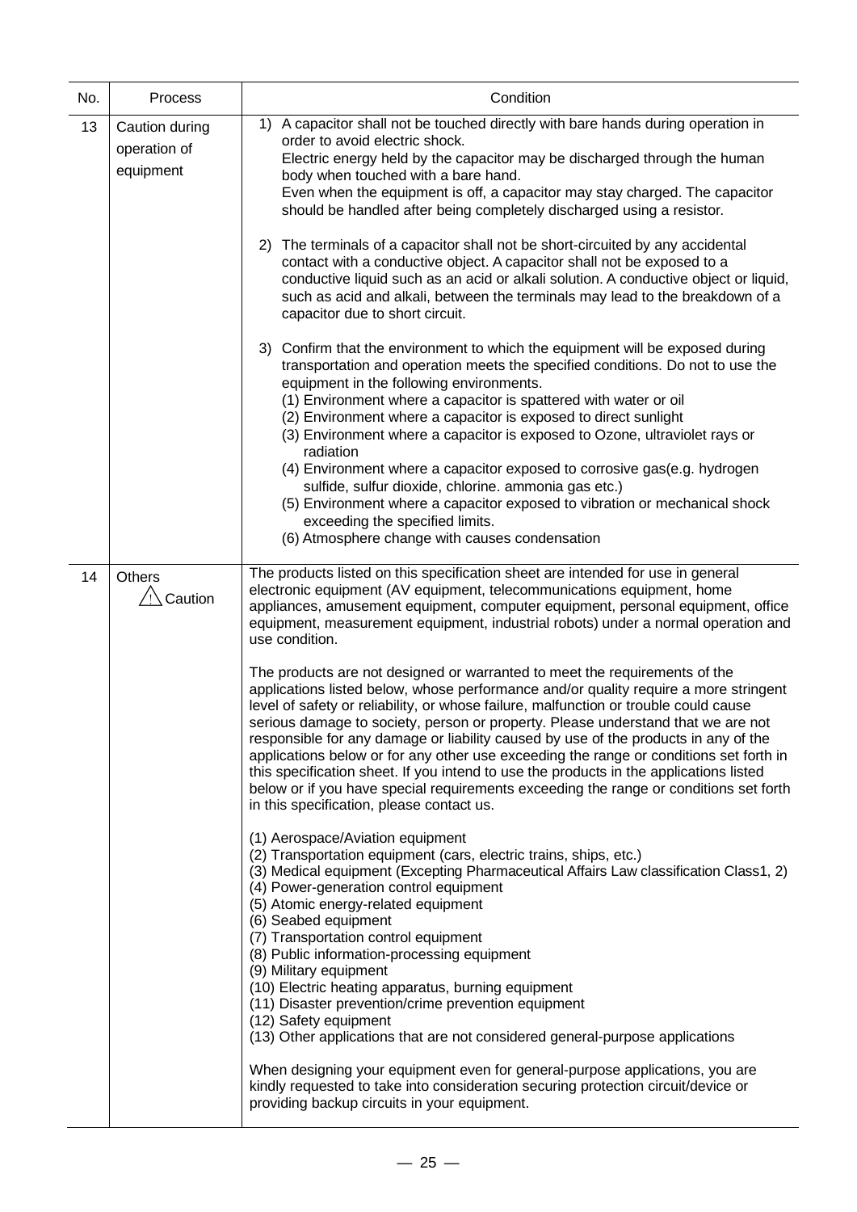| No. | Process | Condition |
| --- | --- | --- |
| 13 | Caution during operation of equipment | 1) A capacitor shall not be touched directly with bare hands during operation in order to avoid electric shock.<br>Electric energy held by the capacitor may be discharged through the human body when touched with a bare hand.<br>Even when the equipment is off, a capacitor may stay charged. The capacitor should be handled after being completely discharged using a resistor.<br><br>2) The terminals of a capacitor shall not be short-circuited by any accidental contact with a conductive object. A capacitor shall not be exposed to a conductive liquid such as an acid or alkali solution. A conductive object or liquid, such as acid and alkali, between the terminals may lead to the breakdown of a capacitor due to short circuit.<br><br>3) Confirm that the environment to which the equipment will be exposed during transportation and operation meets the specified conditions. Do not to use the equipment in the following environments.<br>(1) Environment where a capacitor is spattered with water or oil<br>(2) Environment where a capacitor is exposed to direct sunlight<br>(3) Environment where a capacitor is exposed to Ozone, ultraviolet rays or radiation<br>(4) Environment where a capacitor exposed to corrosive gas(e.g. hydrogen sulfide, sulfur dioxide, chlorine. ammonia gas etc.)<br>(5) Environment where a capacitor exposed to vibration or mechanical shock exceeding the specified limits.<br>(6) Atmosphere change with causes condensation |
| 14 | Others<br>⚠ Caution | The products listed on this specification sheet are intended for use in general electronic equipment (AV equipment, telecommunications equipment, home appliances, amusement equipment, computer equipment, personal equipment, office equipment, measurement equipment, industrial robots) under a normal operation and use condition.<br><br>The products are not designed or warranted to meet the requirements of the applications listed below, whose performance and/or quality require a more stringent level of safety or reliability, or whose failure, malfunction or trouble could cause serious damage to society, person or property. Please understand that we are not responsible for any damage or liability caused by use of the products in any of the applications below or for any other use exceeding the range or conditions set forth in this specification sheet. If you intend to use the products in the applications listed below or if you have special requirements exceeding the range or conditions set forth in this specification, please contact us.<br><br>(1) Aerospace/Aviation equipment<br>(2) Transportation equipment (cars, electric trains, ships, etc.)<br>(3) Medical equipment (Excepting Pharmaceutical Affairs Law classification Class1, 2)<br>(4) Power-generation control equipment<br>(5) Atomic energy-related equipment<br>(6) Seabed equipment<br>(7) Transportation control equipment<br>(8) Public information-processing equipment<br>(9) Military equipment<br>(10) Electric heating apparatus, burning equipment<br>(11) Disaster prevention/crime prevention equipment<br>(12) Safety equipment<br>(13) Other applications that are not considered general-purpose applications<br><br>When designing your equipment even for general-purpose applications, you are kindly requested to take into consideration securing protection circuit/device or providing backup circuits in your equipment. |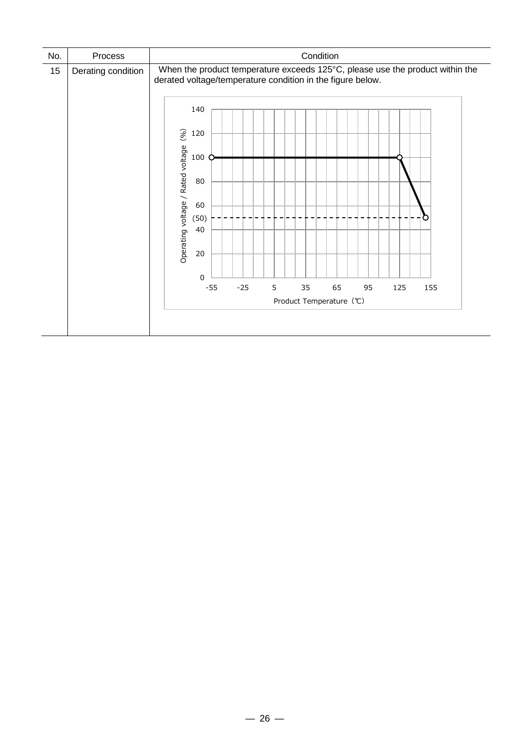| No. | Process | Condition |
| --- | --- | --- |
| 15 | Derating condition | When the product temperature exceeds 125°C, please use the product within the derated voltage/temperature condition in the figure below. |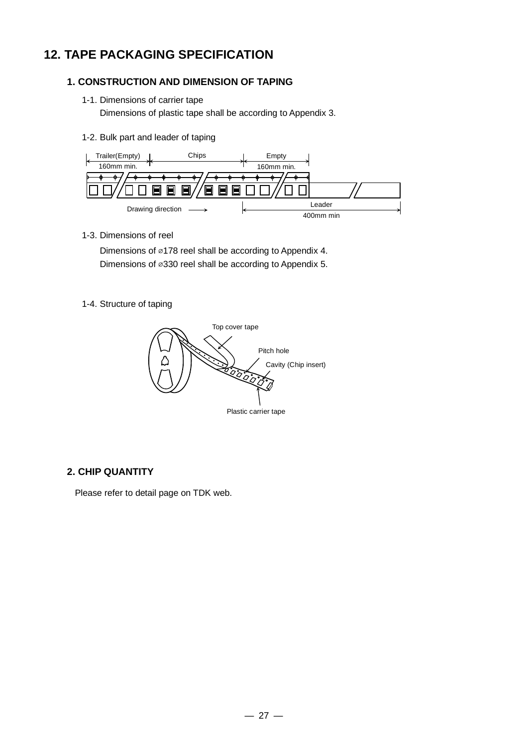# 12. TAPE PACKAGING SPECIFICATION

## 1. CONSTRUCTION AND DIMENSION OF TAPING

1-1. Dimensions of carrier tape

Dimensions of plastic tape shall be according to Appendix 3.

1-2. Bulk part and leader of taping

Trailer(Empty) 160mm min. | Chips | Empty 160mm min.

Drawing direction ⟶ | Leader 400mm min

1-3. Dimensions of reel

Dimensions of ⌀178 reel shall be according to Appendix 4.

Dimensions of ⌀330 reel shall be according to Appendix 5.

1-4. Structure of taping

Top cover tape
Pitch hole
Cavity (Chip insert)
Plastic carrier tape

## 2. CHIP QUANTITY

Please refer to detail page on TDK web.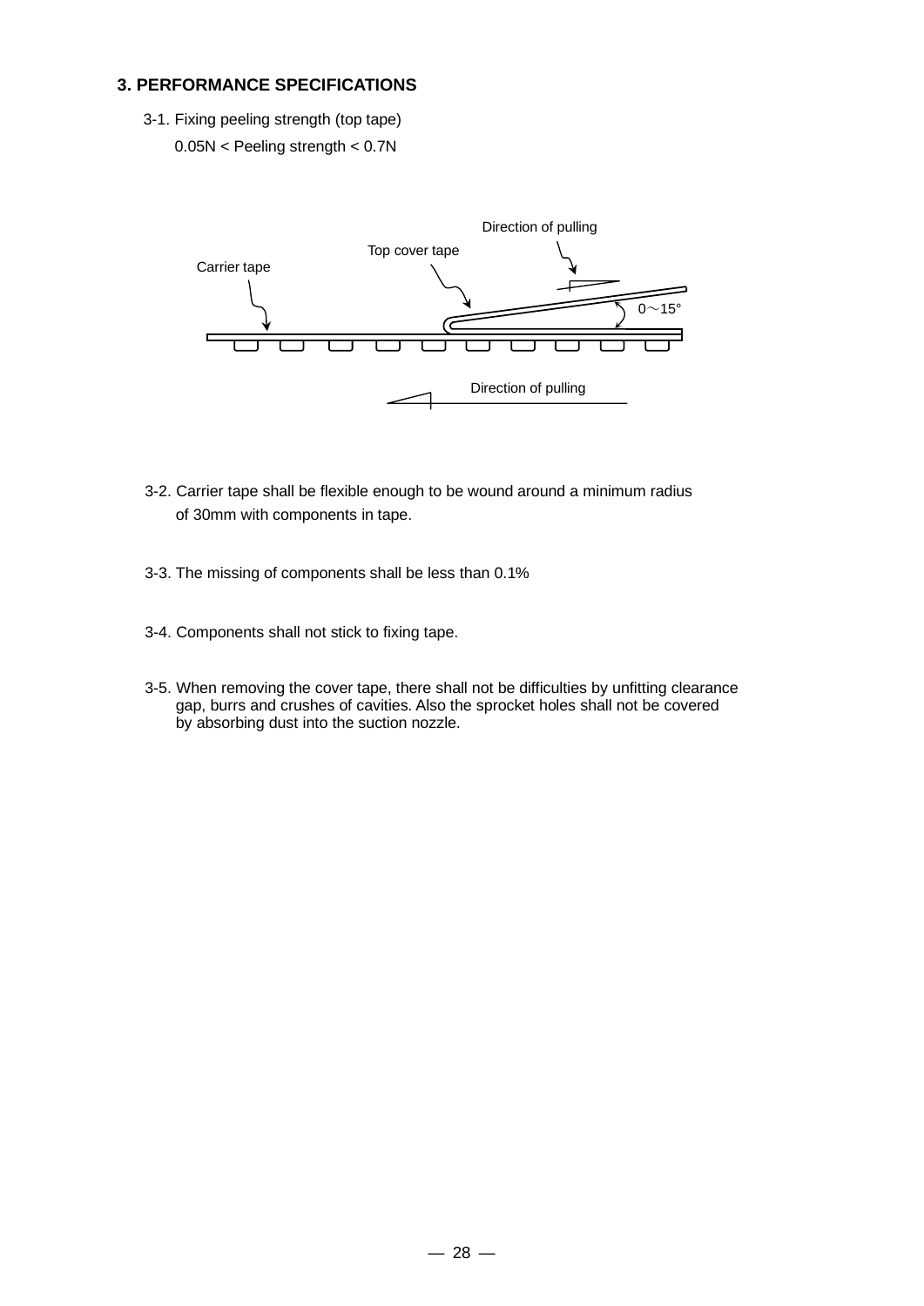## 3. PERFORMANCE SPECIFICATIONS

3-1. Fixing peeling strength (top tape)

0.05N < Peeling strength < 0.7N

Direction of pulling

Top cover tape

Carrier tape

0～15°

Direction of pulling

3-2. Carrier tape shall be flexible enough to be wound around a minimum radius of 30mm with components in tape.

3-3. The missing of components shall be less than 0.1%

3-4. Components shall not stick to fixing tape.

3-5. When removing the cover tape, there shall not be difficulties by unfitting clearance gap, burrs and crushes of cavities. Also the sprocket holes shall not be covered by absorbing dust into the suction nozzle.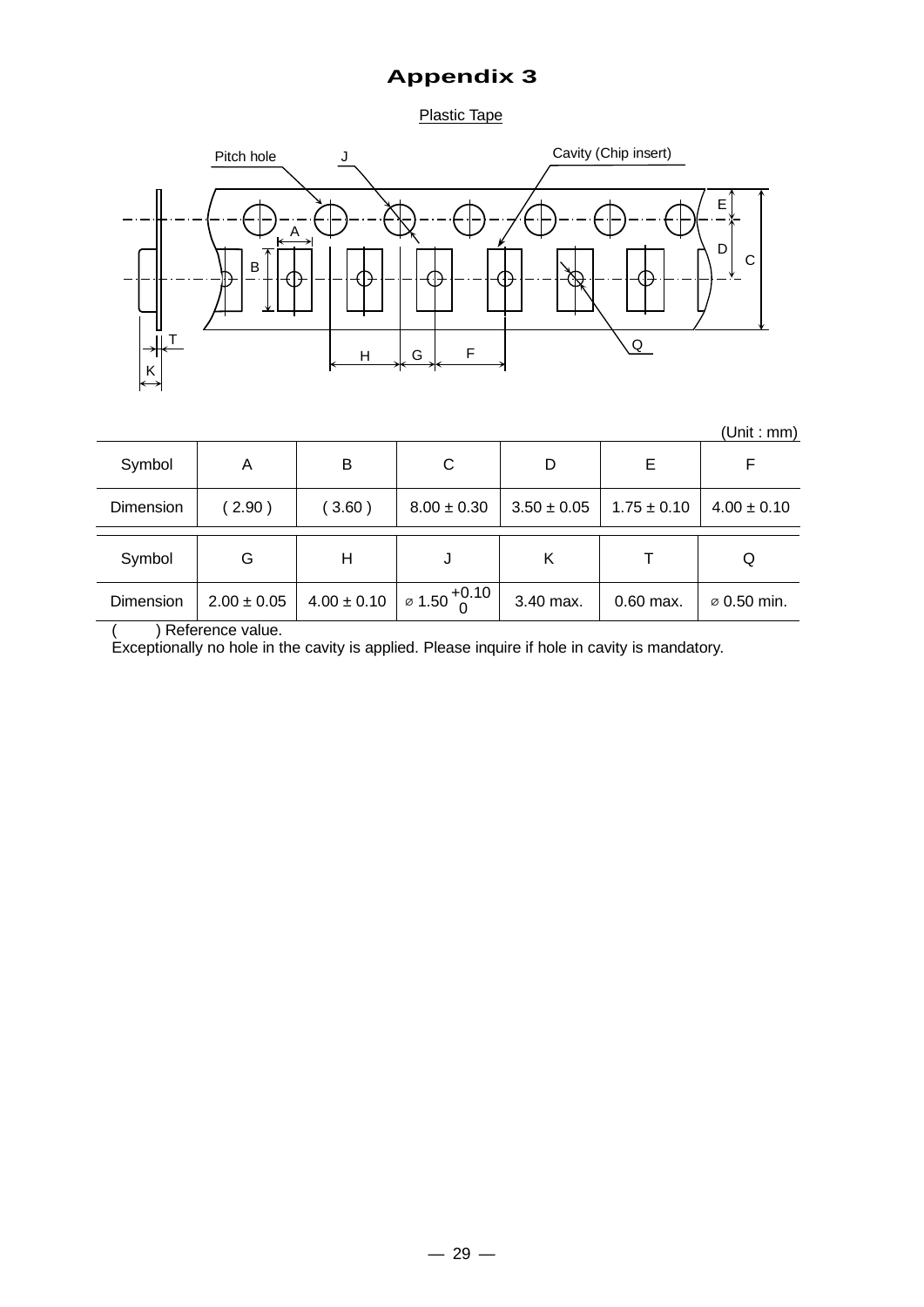# Appendix 3

Plastic Tape

(Unit : mm)

| Symbol | A | B | C | D | E | F |
|---|---|---|---|---|---|---|
| Dimension | ( 2.90 ) | ( 3.60 ) | 8.00 ± 0.30 | 3.50 ± 0.05 | 1.75 ± 0.10 | 4.00 ± 0.10 |
| **Symbol** | **G** | **H** | **J** | **K** | **T** | **Q** |
| Dimension | 2.00 ± 0.05 | 4.00 ± 0.10 | ⌀ $1.50^{+0.10}_{0}$ | 3.40 max. | 0.60 max. | ⌀ 0.50 min. |

(　　) Reference value.

Exceptionally no hole in the cavity is applied. Please inquire if hole in cavity is mandatory.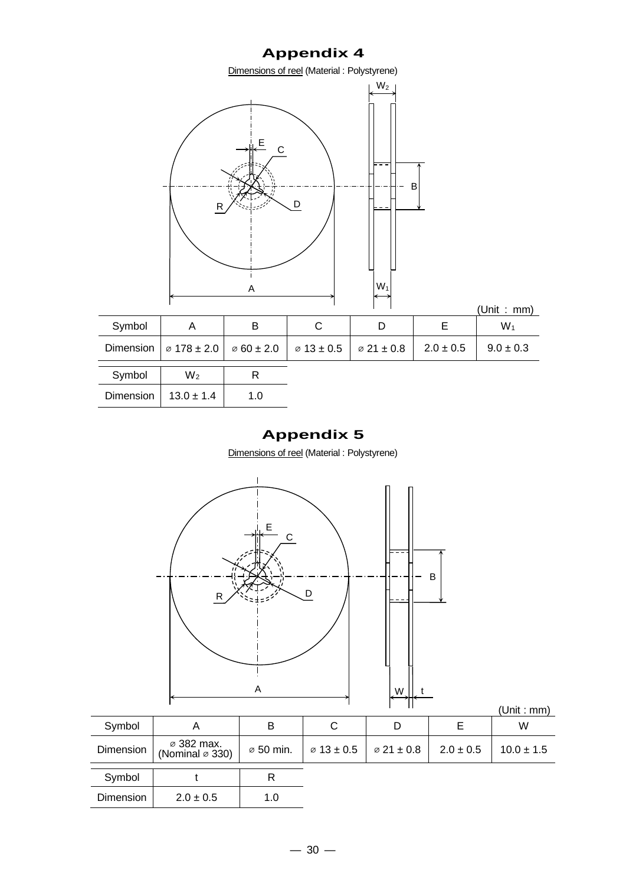# Appendix 4

Dimensions of reel (Material : Polystyrene)

W2

E

C

B

R

D

A

W1

(Unit : mm)

| Symbol | A | B | C | D | E | $W_1$ |
|---|---|---|---|---|---|---|
| Dimension | ⌀ 178 ± 2.0 | ⌀ 60 ± 2.0 | ⌀ 13 ± 0.5 | ⌀ 21 ± 0.8 | 2.0 ± 0.5 | 9.0 ± 0.3 |

| Symbol | $W_2$ | R |
|---|---|---|
| Dimension | 13.0 ± 1.4 | 1.0 |

# Appendix 5

Dimensions of reel (Material : Polystyrene)

E

C

B

R

D

A

W

t

(Unit : mm)

| Symbol | A | B | C | D | E | W |
|---|---|---|---|---|---|---|
| Dimension | ⌀ 382 max. (Nominal ⌀ 330) | ⌀ 50 min. | ⌀ 13 ± 0.5 | ⌀ 21 ± 0.8 | 2.0 ± 0.5 | 10.0 ± 1.5 |

| Symbol | t | R |
|---|---|---|
| Dimension | 2.0 ± 0.5 | 1.0 |